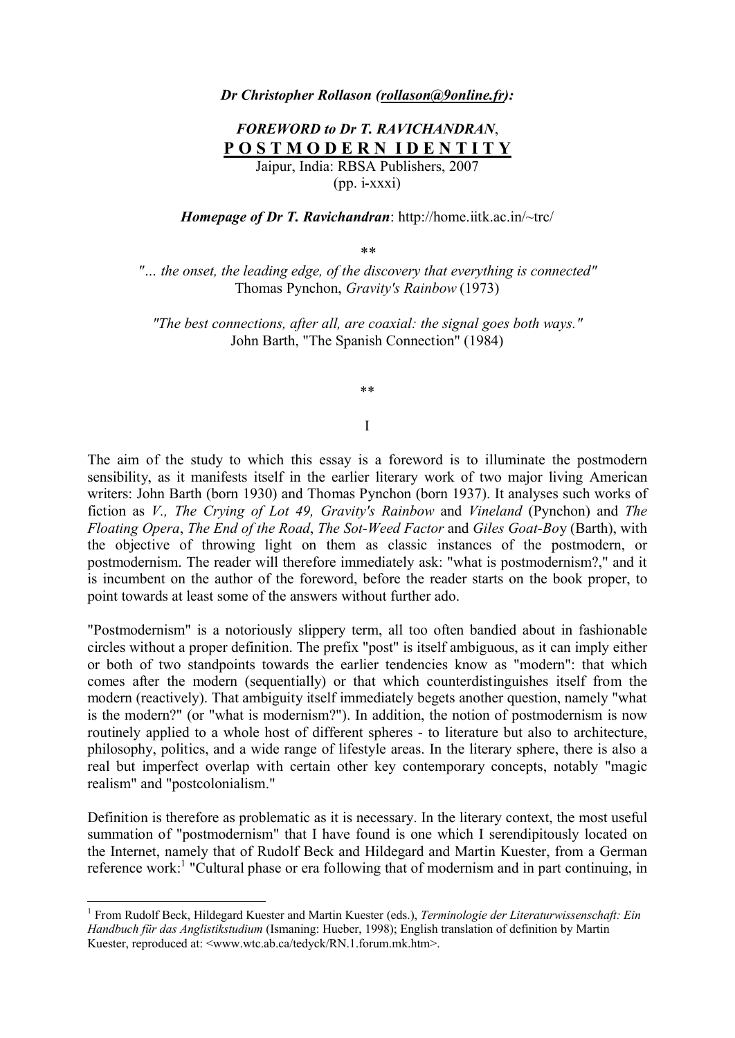***Dr Christopher Rollason (rollason@9online.fr):***

*FOREWORD to Dr T. RAVICHANDRAN*,
**P O S T M O D E R N I D E N T I T Y**
Jaipur, India: RBSA Publishers, 2007
(pp. i-xxxi)

***Homepage of Dr T. Ravichandran***: http://home.iitk.ac.in/~trc/

**

*"... the onset, the leading edge, of the discovery that everything is connected"*
Thomas Pynchon, *Gravity's Rainbow* (1973)

*"The best connections, after all, are coaxial: the signal goes both ways."*
John Barth, "The Spanish Connection" (1984)

**

I

The aim of the study to which this essay is a foreword is to illuminate the postmodern sensibility, as it manifests itself in the earlier literary work of two major living American writers: John Barth (born 1930) and Thomas Pynchon (born 1937). It analyses such works of fiction as *V., The Crying of Lot 49, Gravity's Rainbow* and *Vineland* (Pynchon) and *The Floating Opera*, *The End of the Road*, *The Sot-Weed Factor* and *Giles Goat-Boy* (Barth), with the objective of throwing light on them as classic instances of the postmodern, or postmodernism. The reader will therefore immediately ask: "what is postmodernism?," and it is incumbent on the author of the foreword, before the reader starts on the book proper, to point towards at least some of the answers without further ado.

"Postmodernism" is a notoriously slippery term, all too often bandied about in fashionable circles without a proper definition. The prefix "post" is itself ambiguous, as it can imply either or both of two standpoints towards the earlier tendencies know as "modern": that which comes after the modern (sequentially) or that which counterdistinguishes itself from the modern (reactively). That ambiguity itself immediately begets another question, namely "what is the modern?" (or "what is modernism?"). In addition, the notion of postmodernism is now routinely applied to a whole host of different spheres - to literature but also to architecture, philosophy, politics, and a wide range of lifestyle areas. In the literary sphere, there is also a real but imperfect overlap with certain other key contemporary concepts, notably "magic realism" and "postcolonialism."

Definition is therefore as problematic as it is necessary. In the literary context, the most useful summation of "postmodernism" that I have found is one which I serendipitously located on the Internet, namely that of Rudolf Beck and Hildegard and Martin Kuester, from a German reference work:[1] "Cultural phase or era following that of modernism and in part continuing, in

---

[1] From Rudolf Beck, Hildegard Kuester and Martin Kuester (eds.), *Terminologie der Literaturwissenschaft: Ein Handbuch für das Anglistikstudium* (Ismaning: Hueber, 1998); English translation of definition by Martin Kuester, reproduced at: <www.wtc.ab.ca/tedyck/RN.1.forum.mk.htm>.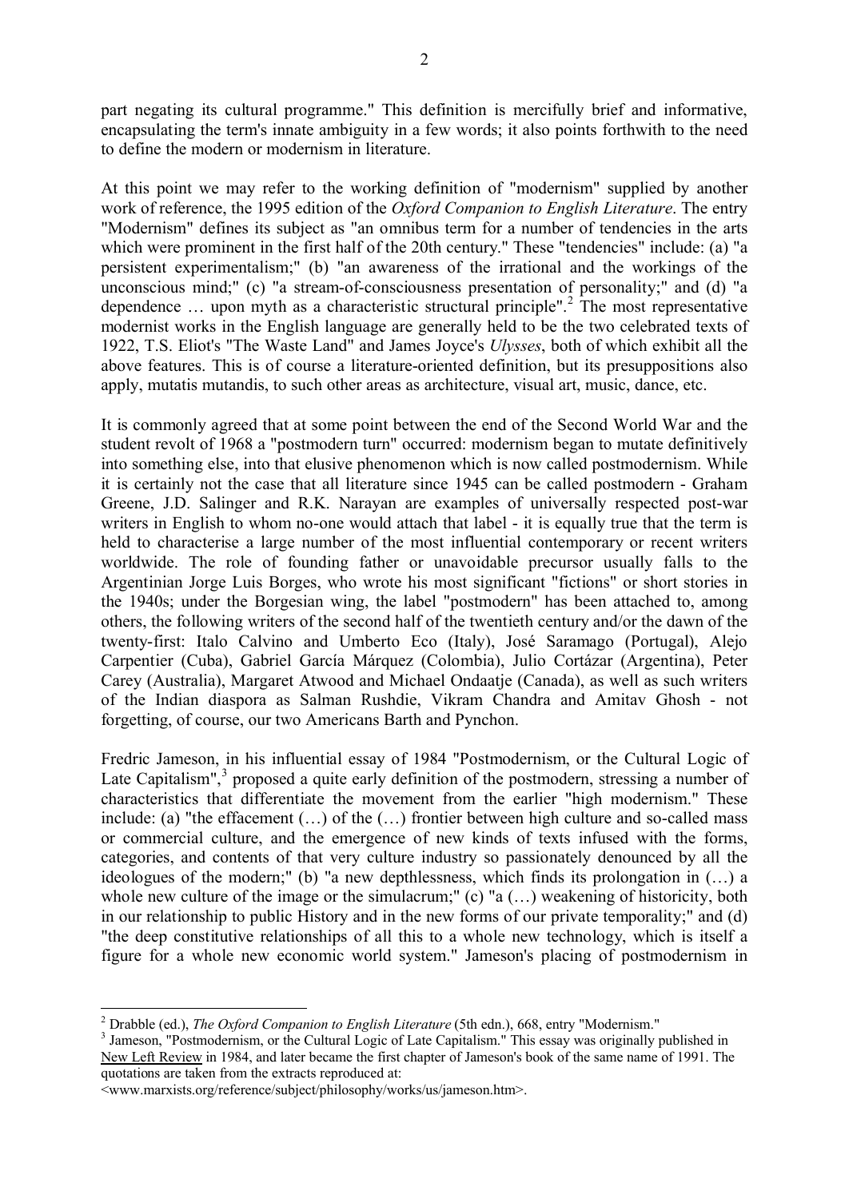part negating its cultural programme." This definition is mercifully brief and informative, encapsulating the term's innate ambiguity in a few words; it also points forthwith to the need to define the modern or modernism in literature.

At this point we may refer to the working definition of "modernism" supplied by another work of reference, the 1995 edition of the *Oxford Companion to English Literature*. The entry "Modernism" defines its subject as "an omnibus term for a number of tendencies in the arts which were prominent in the first half of the 20th century." These "tendencies" include: (a) "a persistent experimentalism;" (b) "an awareness of the irrational and the workings of the unconscious mind;" (c) "a stream-of-consciousness presentation of personality;" and (d) "a dependence … upon myth as a characteristic structural principle".[2] The most representative modernist works in the English language are generally held to be the two celebrated texts of 1922, T.S. Eliot's "The Waste Land" and James Joyce's *Ulysses*, both of which exhibit all the above features. This is of course a literature-oriented definition, but its presuppositions also apply, mutatis mutandis, to such other areas as architecture, visual art, music, dance, etc.

It is commonly agreed that at some point between the end of the Second World War and the student revolt of 1968 a "postmodern turn" occurred: modernism began to mutate definitively into something else, into that elusive phenomenon which is now called postmodernism. While it is certainly not the case that all literature since 1945 can be called postmodern - Graham Greene, J.D. Salinger and R.K. Narayan are examples of universally respected post-war writers in English to whom no-one would attach that label - it is equally true that the term is held to characterise a large number of the most influential contemporary or recent writers worldwide. The role of founding father or unavoidable precursor usually falls to the Argentinian Jorge Luis Borges, who wrote his most significant "fictions" or short stories in the 1940s; under the Borgesian wing, the label "postmodern" has been attached to, among others, the following writers of the second half of the twentieth century and/or the dawn of the twenty-first: Italo Calvino and Umberto Eco (Italy), José Saramago (Portugal), Alejo Carpentier (Cuba), Gabriel García Márquez (Colombia), Julio Cortázar (Argentina), Peter Carey (Australia), Margaret Atwood and Michael Ondaatje (Canada), as well as such writers of the Indian diaspora as Salman Rushdie, Vikram Chandra and Amitav Ghosh - not forgetting, of course, our two Americans Barth and Pynchon.

Fredric Jameson, in his influential essay of 1984 "Postmodernism, or the Cultural Logic of Late Capitalism",[3] proposed a quite early definition of the postmodern, stressing a number of characteristics that differentiate the movement from the earlier "high modernism." These include: (a) "the effacement (…) of the (…) frontier between high culture and so-called mass or commercial culture, and the emergence of new kinds of texts infused with the forms, categories, and contents of that very culture industry so passionately denounced by all the ideologues of the modern;" (b) "a new depthlessness, which finds its prolongation in (…) a whole new culture of the image or the simulacrum;" (c) "a (…) weakening of historicity, both in our relationship to public History and in the new forms of our private temporality;" and (d) "the deep constitutive relationships of all this to a whole new technology, which is itself a figure for a whole new economic world system." Jameson's placing of postmodernism in

---

[2] Drabble (ed.), *The Oxford Companion to English Literature* (5th edn.), 668, entry "Modernism."

[3] Jameson, "Postmodernism, or the Cultural Logic of Late Capitalism." This essay was originally published in New Left Review in 1984, and later became the first chapter of Jameson's book of the same name of 1991. The quotations are taken from the extracts reproduced at: <www.marxists.org/reference/subject/philosophy/works/us/jameson.htm>.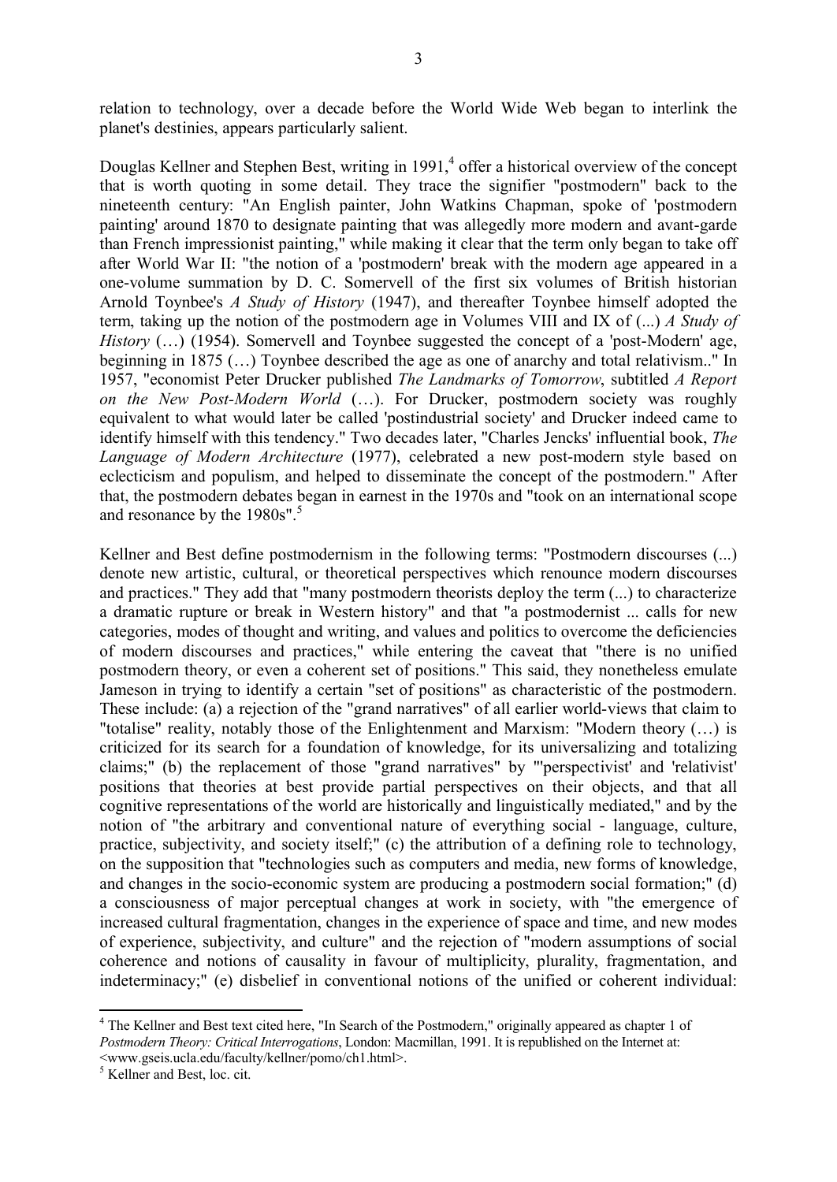relation to technology, over a decade before the World Wide Web began to interlink the planet's destinies, appears particularly salient.

Douglas Kellner and Stephen Best, writing in 1991,[4] offer a historical overview of the concept that is worth quoting in some detail. They trace the signifier "postmodern" back to the nineteenth century: "An English painter, John Watkins Chapman, spoke of 'postmodern painting' around 1870 to designate painting that was allegedly more modern and avant-garde than French impressionist painting," while making it clear that the term only began to take off after World War II: "the notion of a 'postmodern' break with the modern age appeared in a one-volume summation by D. C. Somervell of the first six volumes of British historian Arnold Toynbee's *A Study of History* (1947), and thereafter Toynbee himself adopted the term, taking up the notion of the postmodern age in Volumes VIII and IX of (...) *A Study of History* (…) (1954). Somervell and Toynbee suggested the concept of a 'post-Modern' age, beginning in 1875 (…) Toynbee described the age as one of anarchy and total relativism.." In 1957, "economist Peter Drucker published *The Landmarks of Tomorrow*, subtitled *A Report on the New Post-Modern World* (…). For Drucker, postmodern society was roughly equivalent to what would later be called 'postindustrial society' and Drucker indeed came to identify himself with this tendency." Two decades later, "Charles Jencks' influential book, *The Language of Modern Architecture* (1977), celebrated a new post-modern style based on eclecticism and populism, and helped to disseminate the concept of the postmodern." After that, the postmodern debates began in earnest in the 1970s and "took on an international scope and resonance by the 1980s".[5]

Kellner and Best define postmodernism in the following terms: "Postmodern discourses (...) denote new artistic, cultural, or theoretical perspectives which renounce modern discourses and practices." They add that "many postmodern theorists deploy the term (...) to characterize a dramatic rupture or break in Western history" and that "a postmodernist ... calls for new categories, modes of thought and writing, and values and politics to overcome the deficiencies of modern discourses and practices," while entering the caveat that "there is no unified postmodern theory, or even a coherent set of positions." This said, they nonetheless emulate Jameson in trying to identify a certain "set of positions" as characteristic of the postmodern. These include: (a) a rejection of the "grand narratives" of all earlier world-views that claim to "totalise" reality, notably those of the Enlightenment and Marxism: "Modern theory (…) is criticized for its search for a foundation of knowledge, for its universalizing and totalizing claims;" (b) the replacement of those "grand narratives" by "'perspectivist' and 'relativist' positions that theories at best provide partial perspectives on their objects, and that all cognitive representations of the world are historically and linguistically mediated," and by the notion of "the arbitrary and conventional nature of everything social - language, culture, practice, subjectivity, and society itself;" (c) the attribution of a defining role to technology, on the supposition that "technologies such as computers and media, new forms of knowledge, and changes in the socio-economic system are producing a postmodern social formation;" (d) a consciousness of major perceptual changes at work in society, with "the emergence of increased cultural fragmentation, changes in the experience of space and time, and new modes of experience, subjectivity, and culture" and the rejection of "modern assumptions of social coherence and notions of causality in favour of multiplicity, plurality, fragmentation, and indeterminacy;" (e) disbelief in conventional notions of the unified or coherent individual:

---

[4] The Kellner and Best text cited here, "In Search of the Postmodern," originally appeared as chapter 1 of *Postmodern Theory: Critical Interrogations*, London: Macmillan, 1991. It is republished on the Internet at: <www.gseis.ucla.edu/faculty/kellner/pomo/ch1.html>.

[5] Kellner and Best, loc. cit.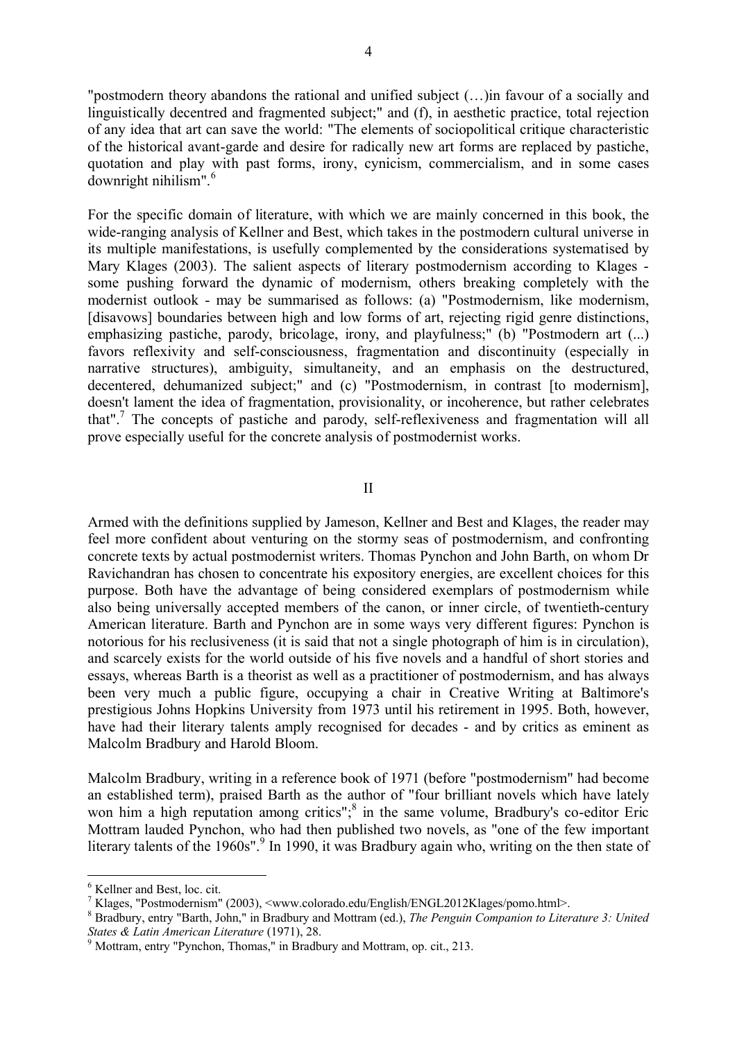"postmodern theory abandons the rational and unified subject (…)in favour of a socially and linguistically decentred and fragmented subject;" and (f), in aesthetic practice, total rejection of any idea that art can save the world: "The elements of sociopolitical critique characteristic of the historical avant-garde and desire for radically new art forms are replaced by pastiche, quotation and play with past forms, irony, cynicism, commercialism, and in some cases downright nihilism".[6]

For the specific domain of literature, with which we are mainly concerned in this book, the wide-ranging analysis of Kellner and Best, which takes in the postmodern cultural universe in its multiple manifestations, is usefully complemented by the considerations systematised by Mary Klages (2003). The salient aspects of literary postmodernism according to Klages - some pushing forward the dynamic of modernism, others breaking completely with the modernist outlook - may be summarised as follows: (a) "Postmodernism, like modernism, [disavows] boundaries between high and low forms of art, rejecting rigid genre distinctions, emphasizing pastiche, parody, bricolage, irony, and playfulness;" (b) "Postmodern art (...) favors reflexivity and self-consciousness, fragmentation and discontinuity (especially in narrative structures), ambiguity, simultaneity, and an emphasis on the destructured, decentered, dehumanized subject;" and (c) "Postmodernism, in contrast [to modernism], doesn't lament the idea of fragmentation, provisionality, or incoherence, but rather celebrates that".[7] The concepts of pastiche and parody, self-reflexiveness and fragmentation will all prove especially useful for the concrete analysis of postmodernist works.

## II

Armed with the definitions supplied by Jameson, Kellner and Best and Klages, the reader may feel more confident about venturing on the stormy seas of postmodernism, and confronting concrete texts by actual postmodernist writers. Thomas Pynchon and John Barth, on whom Dr Ravichandran has chosen to concentrate his expository energies, are excellent choices for this purpose. Both have the advantage of being considered exemplars of postmodernism while also being universally accepted members of the canon, or inner circle, of twentieth-century American literature. Barth and Pynchon are in some ways very different figures: Pynchon is notorious for his reclusiveness (it is said that not a single photograph of him is in circulation), and scarcely exists for the world outside of his five novels and a handful of short stories and essays, whereas Barth is a theorist as well as a practitioner of postmodernism, and has always been very much a public figure, occupying a chair in Creative Writing at Baltimore's prestigious Johns Hopkins University from 1973 until his retirement in 1995. Both, however, have had their literary talents amply recognised for decades - and by critics as eminent as Malcolm Bradbury and Harold Bloom.

Malcolm Bradbury, writing in a reference book of 1971 (before "postmodernism" had become an established term), praised Barth as the author of "four brilliant novels which have lately won him a high reputation among critics";[8] in the same volume, Bradbury's co-editor Eric Mottram lauded Pynchon, who had then published two novels, as "one of the few important literary talents of the 1960s".[9] In 1990, it was Bradbury again who, writing on the then state of

---

[6] Kellner and Best, loc. cit.

[7] Klages, "Postmodernism" (2003), <www.colorado.edu/English/ENGL2012Klages/pomo.html>.

[8] Bradbury, entry "Barth, John," in Bradbury and Mottram (ed.), *The Penguin Companion to Literature 3: United States & Latin American Literature* (1971), 28.

[9] Mottram, entry "Pynchon, Thomas," in Bradbury and Mottram, op. cit., 213.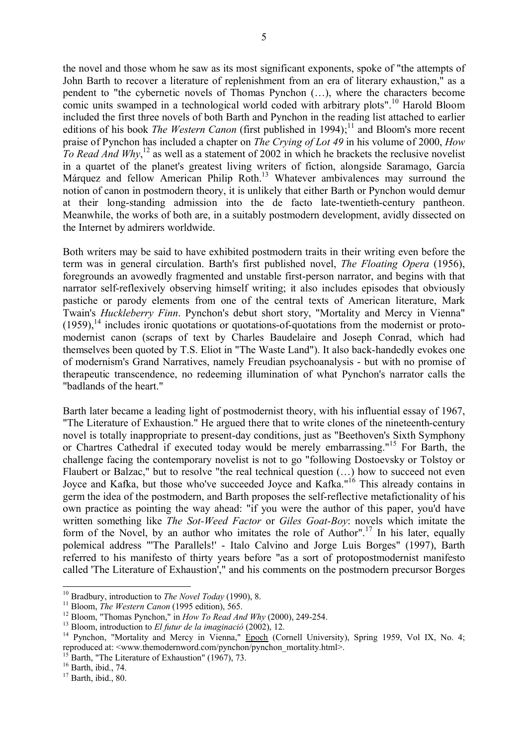the novel and those whom he saw as its most significant exponents, spoke of "the attempts of John Barth to recover a literature of replenishment from an era of literary exhaustion," as a pendent to "the cybernetic novels of Thomas Pynchon (…), where the characters become comic units swamped in a technological world coded with arbitrary plots".[10] Harold Bloom included the first three novels of both Barth and Pynchon in the reading list attached to earlier editions of his book *The Western Canon* (first published in 1994);[11] and Bloom's more recent praise of Pynchon has included a chapter on *The Crying of Lot 49* in his volume of 2000, *How To Read And Why*,[12] as well as a statement of 2002 in which he brackets the reclusive novelist in a quartet of the planet's greatest living writers of fiction, alongside Saramago, García Márquez and fellow American Philip Roth.[13] Whatever ambivalences may surround the notion of canon in postmodern theory, it is unlikely that either Barth or Pynchon would demur at their long-standing admission into the de facto late-twentieth-century pantheon. Meanwhile, the works of both are, in a suitably postmodern development, avidly dissected on the Internet by admirers worldwide.

Both writers may be said to have exhibited postmodern traits in their writing even before the term was in general circulation. Barth's first published novel, *The Floating Opera* (1956), foregrounds an avowedly fragmented and unstable first-person narrator, and begins with that narrator self-reflexively observing himself writing; it also includes episodes that obviously pastiche or parody elements from one of the central texts of American literature, Mark Twain's *Huckleberry Finn*. Pynchon's debut short story, "Mortality and Mercy in Vienna" (1959),[14] includes ironic quotations or quotations-of-quotations from the modernist or proto-modernist canon (scraps of text by Charles Baudelaire and Joseph Conrad, which had themselves been quoted by T.S. Eliot in "The Waste Land"). It also back-handedly evokes one of modernism's Grand Narratives, namely Freudian psychoanalysis - but with no promise of therapeutic transcendence, no redeeming illumination of what Pynchon's narrator calls the "badlands of the heart."

Barth later became a leading light of postmodernist theory, with his influential essay of 1967, "The Literature of Exhaustion." He argued there that to write clones of the nineteenth-century novel is totally inappropriate to present-day conditions, just as "Beethoven's Sixth Symphony or Chartres Cathedral if executed today would be merely embarrassing."[15] For Barth, the challenge facing the contemporary novelist is not to go "following Dostoevsky or Tolstoy or Flaubert or Balzac," but to resolve "the real technical question (…) how to succeed not even Joyce and Kafka, but those who've succeeded Joyce and Kafka."[16] This already contains in germ the idea of the postmodern, and Barth proposes the self-reflective metafictionality of his own practice as pointing the way ahead: "if you were the author of this paper, you'd have written something like *The Sot-Weed Factor* or *Giles Goat-Boy*: novels which imitate the form of the Novel, by an author who imitates the role of Author".[17] In his later, equally polemical address "'The Parallels!' - Italo Calvino and Jorge Luis Borges" (1997), Barth referred to his manifesto of thirty years before "as a sort of protopostmodernist manifesto called 'The Literature of Exhaustion'," and his comments on the postmodern precursor Borges

---

[10] Bradbury, introduction to *The Novel Today* (1990), 8.

[11] Bloom, *The Western Canon* (1995 edition), 565.

[12] Bloom, "Thomas Pynchon," in *How To Read And Why* (2000), 249-254.

[13] Bloom, introduction to *El futur de la imaginació* (2002), 12.

[14] Pynchon, "Mortality and Mercy in Vienna," Epoch (Cornell University), Spring 1959, Vol IX, No. 4; reproduced at: <www.themodernword.com/pynchon/pynchon_mortality.html>.

[15] Barth, "The Literature of Exhaustion" (1967), 73.

[16] Barth, ibid., 74.

[17] Barth, ibid., 80.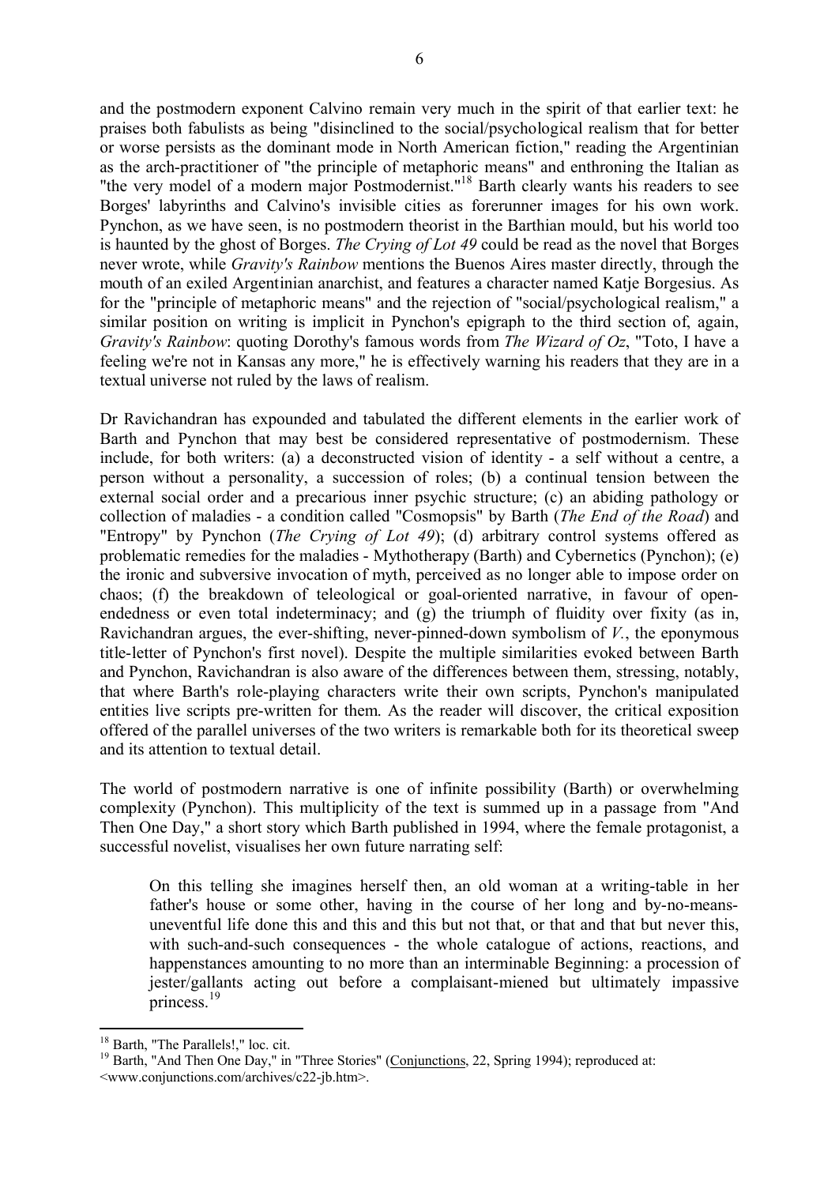and the postmodern exponent Calvino remain very much in the spirit of that earlier text: he praises both fabulists as being "disinclined to the social/psychological realism that for better or worse persists as the dominant mode in North American fiction," reading the Argentinian as the arch-practitioner of "the principle of metaphoric means" and enthroning the Italian as "the very model of a modern major Postmodernist."[18] Barth clearly wants his readers to see Borges' labyrinths and Calvino's invisible cities as forerunner images for his own work. Pynchon, as we have seen, is no postmodern theorist in the Barthian mould, but his world too is haunted by the ghost of Borges. *The Crying of Lot 49* could be read as the novel that Borges never wrote, while *Gravity's Rainbow* mentions the Buenos Aires master directly, through the mouth of an exiled Argentinian anarchist, and features a character named Katje Borgesius. As for the "principle of metaphoric means" and the rejection of "social/psychological realism," a similar position on writing is implicit in Pynchon's epigraph to the third section of, again, *Gravity's Rainbow*: quoting Dorothy's famous words from *The Wizard of Oz*, "Toto, I have a feeling we're not in Kansas any more," he is effectively warning his readers that they are in a textual universe not ruled by the laws of realism.

Dr Ravichandran has expounded and tabulated the different elements in the earlier work of Barth and Pynchon that may best be considered representative of postmodernism. These include, for both writers: (a) a deconstructed vision of identity - a self without a centre, a person without a personality, a succession of roles; (b) a continual tension between the external social order and a precarious inner psychic structure; (c) an abiding pathology or collection of maladies - a condition called "Cosmopsis" by Barth (*The End of the Road*) and "Entropy" by Pynchon (*The Crying of Lot 49*); (d) arbitrary control systems offered as problematic remedies for the maladies - Mythotherapy (Barth) and Cybernetics (Pynchon); (e) the ironic and subversive invocation of myth, perceived as no longer able to impose order on chaos; (f) the breakdown of teleological or goal-oriented narrative, in favour of open-endedness or even total indeterminacy; and (g) the triumph of fluidity over fixity (as in, Ravichandran argues, the ever-shifting, never-pinned-down symbolism of *V.*, the eponymous title-letter of Pynchon's first novel). Despite the multiple similarities evoked between Barth and Pynchon, Ravichandran is also aware of the differences between them, stressing, notably, that where Barth's role-playing characters write their own scripts, Pynchon's manipulated entities live scripts pre-written for them. As the reader will discover, the critical exposition offered of the parallel universes of the two writers is remarkable both for its theoretical sweep and its attention to textual detail.

The world of postmodern narrative is one of infinite possibility (Barth) or overwhelming complexity (Pynchon). This multiplicity of the text is summed up in a passage from "And Then One Day," a short story which Barth published in 1994, where the female protagonist, a successful novelist, visualises her own future narrating self:

> On this telling she imagines herself then, an old woman at a writing-table in her father's house or some other, having in the course of her long and by-no-means-uneventful life done this and this and this but not that, or that and that but never this, with such-and-such consequences - the whole catalogue of actions, reactions, and happenstances amounting to no more than an interminable Beginning: a procession of jester/gallants acting out before a complaisant-miened but ultimately impassive princess.[19]

[18] Barth, "The Parallels!," loc. cit.

[19] Barth, "And Then One Day," in "Three Stories" (Conjunctions, 22, Spring 1994); reproduced at: <www.conjunctions.com/archives/c22-jb.htm>.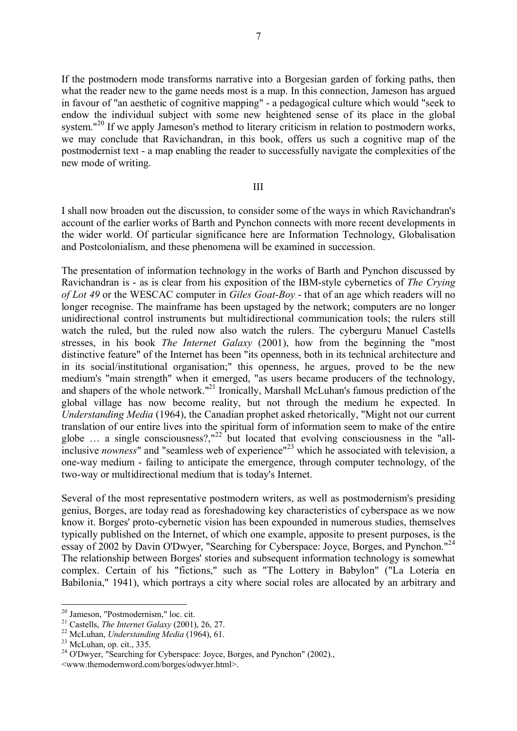If the postmodern mode transforms narrative into a Borgesian garden of forking paths, then what the reader new to the game needs most is a map. In this connection, Jameson has argued in favour of "an aesthetic of cognitive mapping" - a pedagogical culture which would "seek to endow the individual subject with some new heightened sense of its place in the global system."[20] If we apply Jameson's method to literary criticism in relation to postmodern works, we may conclude that Ravichandran, in this book, offers us such a cognitive map of the postmodernist text - a map enabling the reader to successfully navigate the complexities of the new mode of writing.

## III

I shall now broaden out the discussion, to consider some of the ways in which Ravichandran's account of the earlier works of Barth and Pynchon connects with more recent developments in the wider world. Of particular significance here are Information Technology, Globalisation and Postcolonialism, and these phenomena will be examined in succession.

The presentation of information technology in the works of Barth and Pynchon discussed by Ravichandran is - as is clear from his exposition of the IBM-style cybernetics of *The Crying of Lot 49* or the WESCAC computer in *Giles Goat-Boy* - that of an age which readers will no longer recognise. The mainframe has been upstaged by the network; computers are no longer unidirectional control instruments but multidirectional communication tools; the rulers still watch the ruled, but the ruled now also watch the rulers. The cyberguru Manuel Castells stresses, in his book *The Internet Galaxy* (2001), how from the beginning the "most distinctive feature" of the Internet has been "its openness, both in its technical architecture and in its social/institutional organisation;" this openness, he argues, proved to be the new medium's "main strength" when it emerged, "as users became producers of the technology, and shapers of the whole network."[21] Ironically, Marshall McLuhan's famous prediction of the global village has now become reality, but not through the medium he expected. In *Understanding Media* (1964), the Canadian prophet asked rhetorically, "Might not our current translation of our entire lives into the spiritual form of information seem to make of the entire globe … a single consciousness?,"[22] but located that evolving consciousness in the "all-inclusive *nowness*" and "seamless web of experience"[23] which he associated with television, a one-way medium - failing to anticipate the emergence, through computer technology, of the two-way or multidirectional medium that is today's Internet.

Several of the most representative postmodern writers, as well as postmodernism's presiding genius, Borges, are today read as foreshadowing key characteristics of cyberspace as we now know it. Borges' proto-cybernetic vision has been expounded in numerous studies, themselves typically published on the Internet, of which one example, apposite to present purposes, is the essay of 2002 by Davin O'Dwyer, "Searching for Cyberspace: Joyce, Borges, and Pynchon."[24] The relationship between Borges' stories and subsequent information technology is somewhat complex. Certain of his "fictions," such as "The Lottery in Babylon" ("La Lotería en Babilonia," 1941), which portrays a city where social roles are allocated by an arbitrary and

---

[20] Jameson, "Postmodernism," loc. cit.

[21] Castells, *The Internet Galaxy* (2001), 26, 27.

[22] McLuhan, *Understanding Media* (1964), 61.

[23] McLuhan, op. cit., 335.

[24] O'Dwyer, "Searching for Cyberspace: Joyce, Borges, and Pynchon" (2002)., <www.themodernword.com/borges/odwyer.html>.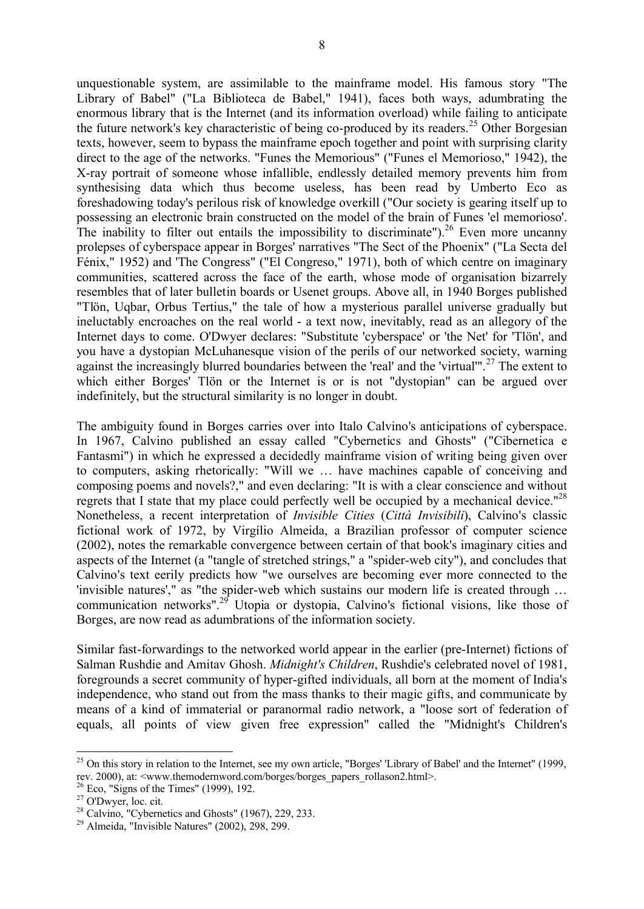unquestionable system, are assimilable to the mainframe model. His famous story "The Library of Babel" ("La Biblioteca de Babel," 1941), faces both ways, adumbrating the enormous library that is the Internet (and its information overload) while failing to anticipate the future network's key characteristic of being co-produced by its readers.[25] Other Borgesian texts, however, seem to bypass the mainframe epoch together and point with surprising clarity direct to the age of the networks. "Funes the Memorious" ("Funes el Memorioso," 1942), the X-ray portrait of someone whose infallible, endlessly detailed memory prevents him from synthesising data which thus become useless, has been read by Umberto Eco as foreshadowing today's perilous risk of knowledge overkill ("Our society is gearing itself up to possessing an electronic brain constructed on the model of the brain of Funes 'el memorioso'. The inability to filter out entails the impossibility to discriminate").[26] Even more uncanny prolepses of cyberspace appear in Borges' narratives "The Sect of the Phoenix" ("La Secta del Fénix," 1952) and 'The Congress" ("El Congreso," 1971), both of which centre on imaginary communities, scattered across the face of the earth, whose mode of organisation bizarrely resembles that of later bulletin boards or Usenet groups. Above all, in 1940 Borges published "Tlön, Uqbar, Orbus Tertius," the tale of how a mysterious parallel universe gradually but ineluctably encroaches on the real world - a text now, inevitably, read as an allegory of the Internet days to come. O'Dwyer declares: "Substitute 'cyberspace' or 'the Net' for 'Tlön', and you have a dystopian McLuhanesque vision of the perils of our networked society, warning against the increasingly blurred boundaries between the 'real' and the 'virtual'".[27] The extent to which either Borges' Tlön or the Internet is or is not "dystopian" can be argued over indefinitely, but the structural similarity is no longer in doubt.

The ambiguity found in Borges carries over into Italo Calvino's anticipations of cyberspace. In 1967, Calvino published an essay called "Cybernetics and Ghosts" ("Cibernetica e Fantasmi") in which he expressed a decidedly mainframe vision of writing being given over to computers, asking rhetorically: "Will we … have machines capable of conceiving and composing poems and novels?," and even declaring: "It is with a clear conscience and without regrets that I state that my place could perfectly well be occupied by a mechanical device."[28] Nonetheless, a recent interpretation of *Invisible Cities* (*Città Invisibili*), Calvino's classic fictional work of 1972, by Virgílio Almeida, a Brazilian professor of computer science (2002), notes the remarkable convergence between certain of that book's imaginary cities and aspects of the Internet (a "tangle of stretched strings," a "spider-web city"), and concludes that Calvino's text eerily predicts how "we ourselves are becoming ever more connected to the 'invisible natures'," as "the spider-web which sustains our modern life is created through … communication networks".[29] Utopia or dystopia, Calvino's fictional visions, like those of Borges, are now read as adumbrations of the information society.

Similar fast-forwardings to the networked world appear in the earlier (pre-Internet) fictions of Salman Rushdie and Amitav Ghosh. *Midnight's Children*, Rushdie's celebrated novel of 1981, foregrounds a secret community of hyper-gifted individuals, all born at the moment of India's independence, who stand out from the mass thanks to their magic gifts, and communicate by means of a kind of immaterial or paranormal radio network, a "loose sort of federation of equals, all points of view given free expression" called the "Midnight's Children's

---

[25] On this story in relation to the Internet, see my own article, "Borges' 'Library of Babel' and the Internet" (1999, rev. 2000), at: <www.themodernword.com/borges/borges_papers_rollason2.html>.

[26] Eco, "Signs of the Times" (1999), 192.

[27] O'Dwyer, loc. cit.

[28] Calvino, "Cybernetics and Ghosts" (1967), 229, 233.

[29] Almeida, "Invisible Natures" (2002), 298, 299.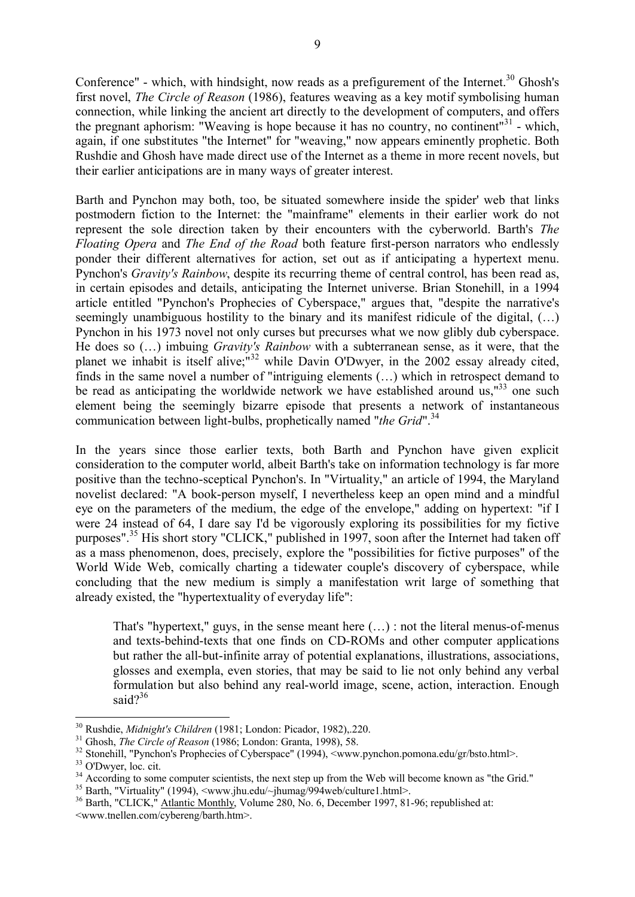Conference" - which, with hindsight, now reads as a prefigurement of the Internet.[30] Ghosh's first novel, *The Circle of Reason* (1986), features weaving as a key motif symbolising human connection, while linking the ancient art directly to the development of computers, and offers the pregnant aphorism: "Weaving is hope because it has no country, no continent"[31] - which, again, if one substitutes "the Internet" for "weaving," now appears eminently prophetic. Both Rushdie and Ghosh have made direct use of the Internet as a theme in more recent novels, but their earlier anticipations are in many ways of greater interest.

Barth and Pynchon may both, too, be situated somewhere inside the spider' web that links postmodern fiction to the Internet: the "mainframe" elements in their earlier work do not represent the sole direction taken by their encounters with the cyberworld. Barth's *The Floating Opera* and *The End of the Road* both feature first-person narrators who endlessly ponder their different alternatives for action, set out as if anticipating a hypertext menu. Pynchon's *Gravity's Rainbow*, despite its recurring theme of central control, has been read as, in certain episodes and details, anticipating the Internet universe. Brian Stonehill, in a 1994 article entitled "Pynchon's Prophecies of Cyberspace," argues that, "despite the narrative's seemingly unambiguous hostility to the binary and its manifest ridicule of the digital, (…) Pynchon in his 1973 novel not only curses but precurses what we now glibly dub cyberspace. He does so (…) imbuing *Gravity's Rainbow* with a subterranean sense, as it were, that the planet we inhabit is itself alive;"[32] while Davin O'Dwyer, in the 2002 essay already cited, finds in the same novel a number of "intriguing elements (…) which in retrospect demand to be read as anticipating the worldwide network we have established around us,"[33] one such element being the seemingly bizarre episode that presents a network of instantaneous communication between light-bulbs, prophetically named "*the Grid*".[34]

In the years since those earlier texts, both Barth and Pynchon have given explicit consideration to the computer world, albeit Barth's take on information technology is far more positive than the techno-sceptical Pynchon's. In "Virtuality," an article of 1994, the Maryland novelist declared: "A book-person myself, I nevertheless keep an open mind and a mindful eye on the parameters of the medium, the edge of the envelope," adding on hypertext: "if I were 24 instead of 64, I dare say I'd be vigorously exploring its possibilities for my fictive purposes".[35] His short story "CLICK," published in 1997, soon after the Internet had taken off as a mass phenomenon, does, precisely, explore the "possibilities for fictive purposes" of the World Wide Web, comically charting a tidewater couple's discovery of cyberspace, while concluding that the new medium is simply a manifestation writ large of something that already existed, the "hypertextuality of everyday life":

> That's "hypertext," guys, in the sense meant here (…) : not the literal menus-of-menus and texts-behind-texts that one finds on CD-ROMs and other computer applications but rather the all-but-infinite array of potential explanations, illustrations, associations, glosses and exempla, even stories, that may be said to lie not only behind any verbal formulation but also behind any real-world image, scene, action, interaction. Enough said?[36]

---

[30] Rushdie, *Midnight's Children* (1981; London: Picador, 1982),.220.

[31] Ghosh, *The Circle of Reason* (1986; London: Granta, 1998), 58.

[32] Stonehill, "Pynchon's Prophecies of Cyberspace" (1994), <www.pynchon.pomona.edu/gr/bsto.html>.

[33] O'Dwyer, loc. cit.

[34] According to some computer scientists, the next step up from the Web will become known as "the Grid."

[35] Barth, "Virtuality" (1994), <www.jhu.edu/~jhumag/994web/culture1.html>.

[36] Barth, "CLICK," Atlantic Monthly, Volume 280, No. 6, December 1997, 81-96; republished at: <www.tnellen.com/cybereng/barth.htm>.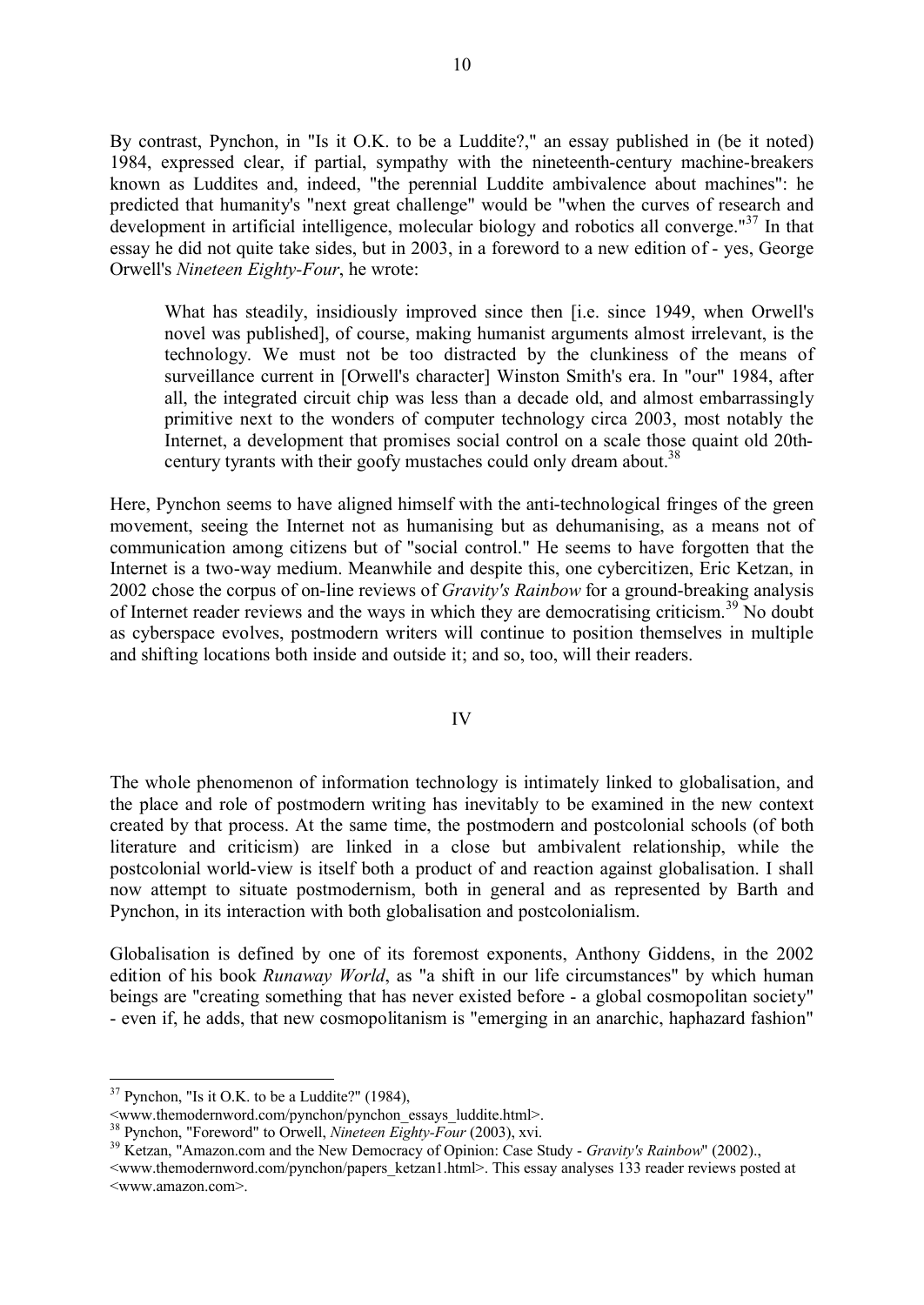By contrast, Pynchon, in "Is it O.K. to be a Luddite?," an essay published in (be it noted) 1984, expressed clear, if partial, sympathy with the nineteenth-century machine-breakers known as Luddites and, indeed, "the perennial Luddite ambivalence about machines": he predicted that humanity's "next great challenge" would be "when the curves of research and development in artificial intelligence, molecular biology and robotics all converge."[37] In that essay he did not quite take sides, but in 2003, in a foreword to a new edition of - yes, George Orwell's *Nineteen Eighty-Four*, he wrote:

> What has steadily, insidiously improved since then [i.e. since 1949, when Orwell's novel was published], of course, making humanist arguments almost irrelevant, is the technology. We must not be too distracted by the clunkiness of the means of surveillance current in [Orwell's character] Winston Smith's era. In "our" 1984, after all, the integrated circuit chip was less than a decade old, and almost embarrassingly primitive next to the wonders of computer technology circa 2003, most notably the Internet, a development that promises social control on a scale those quaint old 20th-century tyrants with their goofy mustaches could only dream about.[38]

Here, Pynchon seems to have aligned himself with the anti-technological fringes of the green movement, seeing the Internet not as humanising but as dehumanising, as a means not of communication among citizens but of "social control." He seems to have forgotten that the Internet is a two-way medium. Meanwhile and despite this, one cybercitizen, Eric Ketzan, in 2002 chose the corpus of on-line reviews of *Gravity's Rainbow* for a ground-breaking analysis of Internet reader reviews and the ways in which they are democratising criticism.[39] No doubt as cyberspace evolves, postmodern writers will continue to position themselves in multiple and shifting locations both inside and outside it; and so, too, will their readers.

## IV

The whole phenomenon of information technology is intimately linked to globalisation, and the place and role of postmodern writing has inevitably to be examined in the new context created by that process. At the same time, the postmodern and postcolonial schools (of both literature and criticism) are linked in a close but ambivalent relationship, while the postcolonial world-view is itself both a product of and reaction against globalisation. I shall now attempt to situate postmodernism, both in general and as represented by Barth and Pynchon, in its interaction with both globalisation and postcolonialism.

Globalisation is defined by one of its foremost exponents, Anthony Giddens, in the 2002 edition of his book *Runaway World*, as "a shift in our life circumstances" by which human beings are "creating something that has never existed before - a global cosmopolitan society" - even if, he adds, that new cosmopolitanism is "emerging in an anarchic, haphazard fashion"

---

[37] Pynchon, "Is it O.K. to be a Luddite?" (1984), <www.themodernword.com/pynchon/pynchon_essays_luddite.html>.

[38] Pynchon, "Foreword" to Orwell, *Nineteen Eighty-Four* (2003), xvi.

[39] Ketzan, "Amazon.com and the New Democracy of Opinion: Case Study - *Gravity's Rainbow*" (2002)., <www.themodernword.com/pynchon/papers_ketzan1.html>. This essay analyses 133 reader reviews posted at <www.amazon.com>.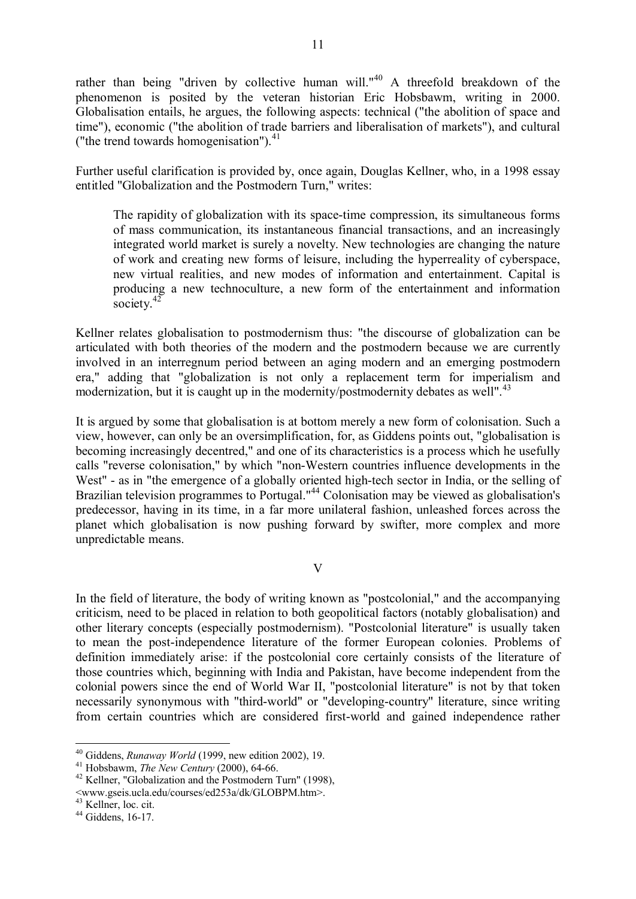rather than being "driven by collective human will."[40] A threefold breakdown of the phenomenon is posited by the veteran historian Eric Hobsbawm, writing in 2000. Globalisation entails, he argues, the following aspects: technical ("the abolition of space and time"), economic ("the abolition of trade barriers and liberalisation of markets"), and cultural ("the trend towards homogenisation").[41]

Further useful clarification is provided by, once again, Douglas Kellner, who, in a 1998 essay entitled "Globalization and the Postmodern Turn," writes:

> The rapidity of globalization with its space-time compression, its simultaneous forms of mass communication, its instantaneous financial transactions, and an increasingly integrated world market is surely a novelty. New technologies are changing the nature of work and creating new forms of leisure, including the hyperreality of cyberspace, new virtual realities, and new modes of information and entertainment. Capital is producing a new technoculture, a new form of the entertainment and information society.[42]

Kellner relates globalisation to postmodernism thus: "the discourse of globalization can be articulated with both theories of the modern and the postmodern because we are currently involved in an interregnum period between an aging modern and an emerging postmodern era," adding that "globalization is not only a replacement term for imperialism and modernization, but it is caught up in the modernity/postmodernity debates as well".[43]

It is argued by some that globalisation is at bottom merely a new form of colonisation. Such a view, however, can only be an oversimplification, for, as Giddens points out, "globalisation is becoming increasingly decentred," and one of its characteristics is a process which he usefully calls "reverse colonisation," by which "non-Western countries influence developments in the West" - as in "the emergence of a globally oriented high-tech sector in India, or the selling of Brazilian television programmes to Portugal."[44] Colonisation may be viewed as globalisation's predecessor, having in its time, in a far more unilateral fashion, unleashed forces across the planet which globalisation is now pushing forward by swifter, more complex and more unpredictable means.

## V

In the field of literature, the body of writing known as "postcolonial," and the accompanying criticism, need to be placed in relation to both geopolitical factors (notably globalisation) and other literary concepts (especially postmodernism). "Postcolonial literature" is usually taken to mean the post-independence literature of the former European colonies. Problems of definition immediately arise: if the postcolonial core certainly consists of the literature of those countries which, beginning with India and Pakistan, have become independent from the colonial powers since the end of World War II, "postcolonial literature" is not by that token necessarily synonymous with "third-world" or "developing-country" literature, since writing from certain countries which are considered first-world and gained independence rather

---

[40] Giddens, *Runaway World* (1999, new edition 2002), 19.

[41] Hobsbawm, *The New Century* (2000), 64-66.

[42] Kellner, "Globalization and the Postmodern Turn" (1998), <www.gseis.ucla.edu/courses/ed253a/dk/GLOBPM.htm>.

[43] Kellner, loc. cit.

[44] Giddens, 16-17.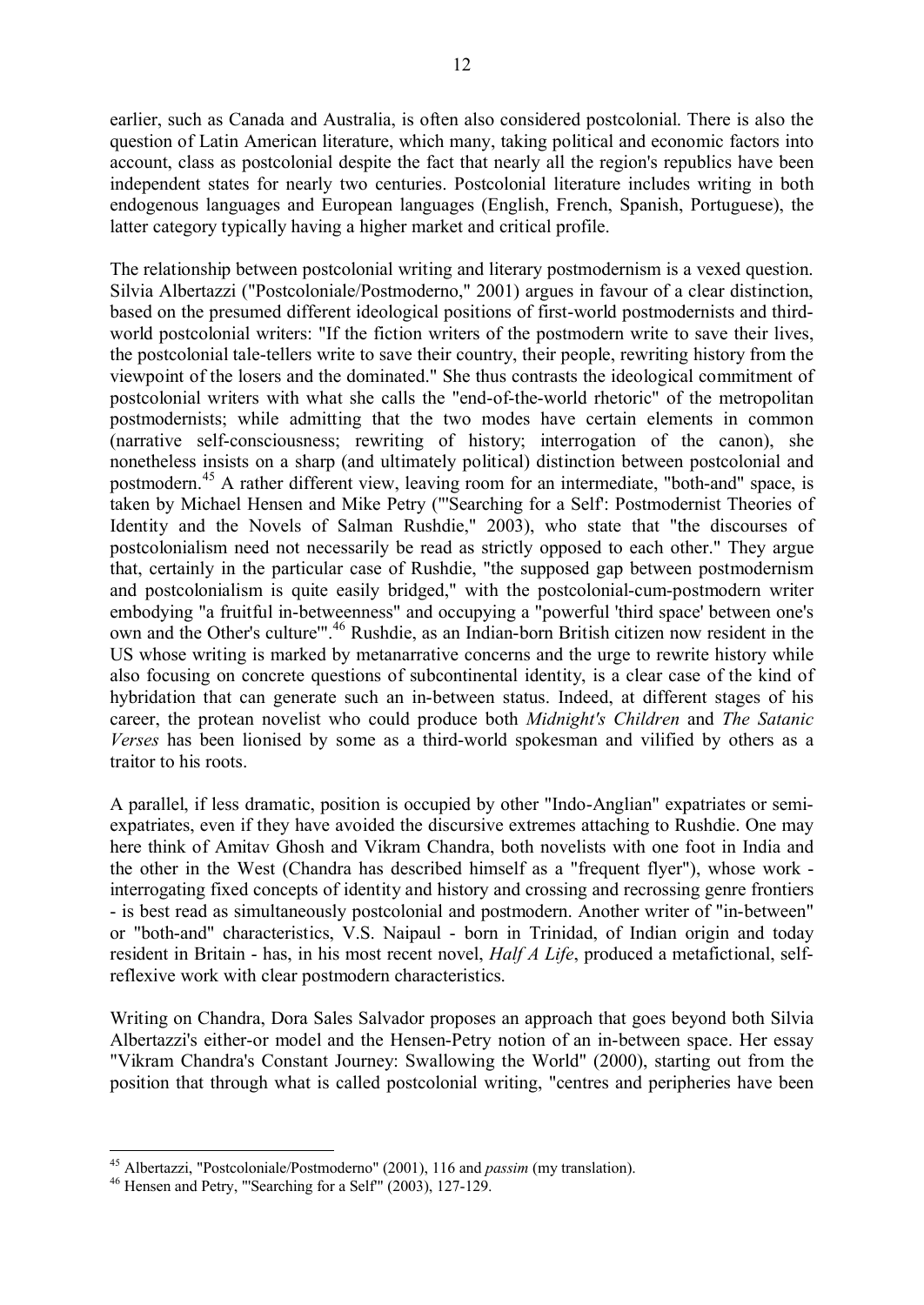earlier, such as Canada and Australia, is often also considered postcolonial. There is also the question of Latin American literature, which many, taking political and economic factors into account, class as postcolonial despite the fact that nearly all the region's republics have been independent states for nearly two centuries. Postcolonial literature includes writing in both endogenous languages and European languages (English, French, Spanish, Portuguese), the latter category typically having a higher market and critical profile.

The relationship between postcolonial writing and literary postmodernism is a vexed question. Silvia Albertazzi ("Postcoloniale/Postmoderno," 2001) argues in favour of a clear distinction, based on the presumed different ideological positions of first-world postmodernists and third-world postcolonial writers: "If the fiction writers of the postmodern write to save their lives, the postcolonial tale-tellers write to save their country, their people, rewriting history from the viewpoint of the losers and the dominated." She thus contrasts the ideological commitment of postcolonial writers with what she calls the "end-of-the-world rhetoric" of the metropolitan postmodernists; while admitting that the two modes have certain elements in common (narrative self-consciousness; rewriting of history; interrogation of the canon), she nonetheless insists on a sharp (and ultimately political) distinction between postcolonial and postmodern.[45] A rather different view, leaving room for an intermediate, "both-and" space, is taken by Michael Hensen and Mike Petry ("'Searching for a Self': Postmodernist Theories of Identity and the Novels of Salman Rushdie," 2003), who state that "the discourses of postcolonialism need not necessarily be read as strictly opposed to each other." They argue that, certainly in the particular case of Rushdie, "the supposed gap between postmodernism and postcolonialism is quite easily bridged," with the postcolonial-cum-postmodern writer embodying "a fruitful in-betweenness" and occupying a "powerful 'third space' between one's own and the Other's culture'".[46] Rushdie, as an Indian-born British citizen now resident in the US whose writing is marked by metanarrative concerns and the urge to rewrite history while also focusing on concrete questions of subcontinental identity, is a clear case of the kind of hybridation that can generate such an in-between status. Indeed, at different stages of his career, the protean novelist who could produce both *Midnight's Children* and *The Satanic Verses* has been lionised by some as a third-world spokesman and vilified by others as a traitor to his roots.

A parallel, if less dramatic, position is occupied by other "Indo-Anglian" expatriates or semi-expatriates, even if they have avoided the discursive extremes attaching to Rushdie. One may here think of Amitav Ghosh and Vikram Chandra, both novelists with one foot in India and the other in the West (Chandra has described himself as a "frequent flyer"), whose work - interrogating fixed concepts of identity and history and crossing and recrossing genre frontiers - is best read as simultaneously postcolonial and postmodern. Another writer of "in-between" or "both-and" characteristics, V.S. Naipaul - born in Trinidad, of Indian origin and today resident in Britain - has, in his most recent novel, *Half A Life*, produced a metafictional, self-reflexive work with clear postmodern characteristics.

Writing on Chandra, Dora Sales Salvador proposes an approach that goes beyond both Silvia Albertazzi's either-or model and the Hensen-Petry notion of an in-between space. Her essay "Vikram Chandra's Constant Journey: Swallowing the World" (2000), starting out from the position that through what is called postcolonial writing, "centres and peripheries have been

---

[45] Albertazzi, "Postcoloniale/Postmoderno" (2001), 116 and *passim* (my translation).

[46] Hensen and Petry, "'Searching for a Self'" (2003), 127-129.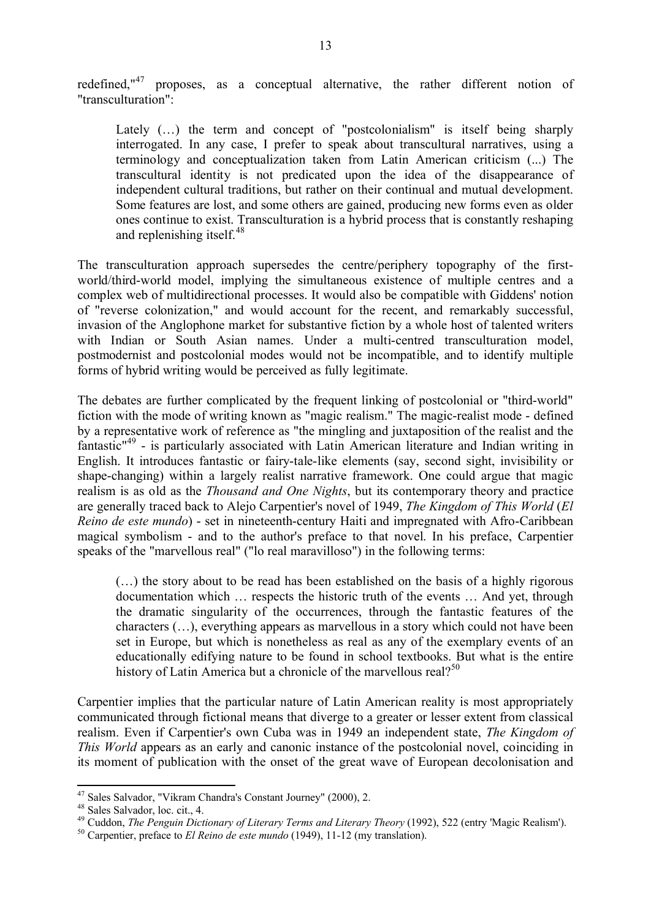redefined,"[47] proposes, as a conceptual alternative, the rather different notion of "transculturation":

> Lately (…) the term and concept of "postcolonialism" is itself being sharply interrogated. In any case, I prefer to speak about transcultural narratives, using a terminology and conceptualization taken from Latin American criticism (...) The transcultural identity is not predicated upon the idea of the disappearance of independent cultural traditions, but rather on their continual and mutual development. Some features are lost, and some others are gained, producing new forms even as older ones continue to exist. Transculturation is a hybrid process that is constantly reshaping and replenishing itself.[48]

The transculturation approach supersedes the centre/periphery topography of the first-world/third-world model, implying the simultaneous existence of multiple centres and a complex web of multidirectional processes. It would also be compatible with Giddens' notion of "reverse colonization," and would account for the recent, and remarkably successful, invasion of the Anglophone market for substantive fiction by a whole host of talented writers with Indian or South Asian names. Under a multi-centred transculturation model, postmodernist and postcolonial modes would not be incompatible, and to identify multiple forms of hybrid writing would be perceived as fully legitimate.

The debates are further complicated by the frequent linking of postcolonial or "third-world" fiction with the mode of writing known as "magic realism." The magic-realist mode - defined by a representative work of reference as "the mingling and juxtaposition of the realist and the fantastic"[49] - is particularly associated with Latin American literature and Indian writing in English. It introduces fantastic or fairy-tale-like elements (say, second sight, invisibility or shape-changing) within a largely realist narrative framework. One could argue that magic realism is as old as the *Thousand and One Nights*, but its contemporary theory and practice are generally traced back to Alejo Carpentier's novel of 1949, *The Kingdom of This World* (*El Reino de este mundo*) - set in nineteenth-century Haiti and impregnated with Afro-Caribbean magical symbolism - and to the author's preface to that novel. In his preface, Carpentier speaks of the "marvellous real" ("lo real maravilloso") in the following terms:

> (…) the story about to be read has been established on the basis of a highly rigorous documentation which … respects the historic truth of the events … And yet, through the dramatic singularity of the occurrences, through the fantastic features of the characters (…), everything appears as marvellous in a story which could not have been set in Europe, but which is nonetheless as real as any of the exemplary events of an educationally edifying nature to be found in school textbooks. But what is the entire history of Latin America but a chronicle of the marvellous real?[50]

Carpentier implies that the particular nature of Latin American reality is most appropriately communicated through fictional means that diverge to a greater or lesser extent from classical realism. Even if Carpentier's own Cuba was in 1949 an independent state, *The Kingdom of This World* appears as an early and canonic instance of the postcolonial novel, coinciding in its moment of publication with the onset of the great wave of European decolonisation and

---

[47] Sales Salvador, "Vikram Chandra's Constant Journey" (2000), 2.

[48] Sales Salvador, loc. cit., 4.

[49] Cuddon, *The Penguin Dictionary of Literary Terms and Literary Theory* (1992), 522 (entry 'Magic Realism').

[50] Carpentier, preface to *El Reino de este mundo* (1949), 11-12 (my translation).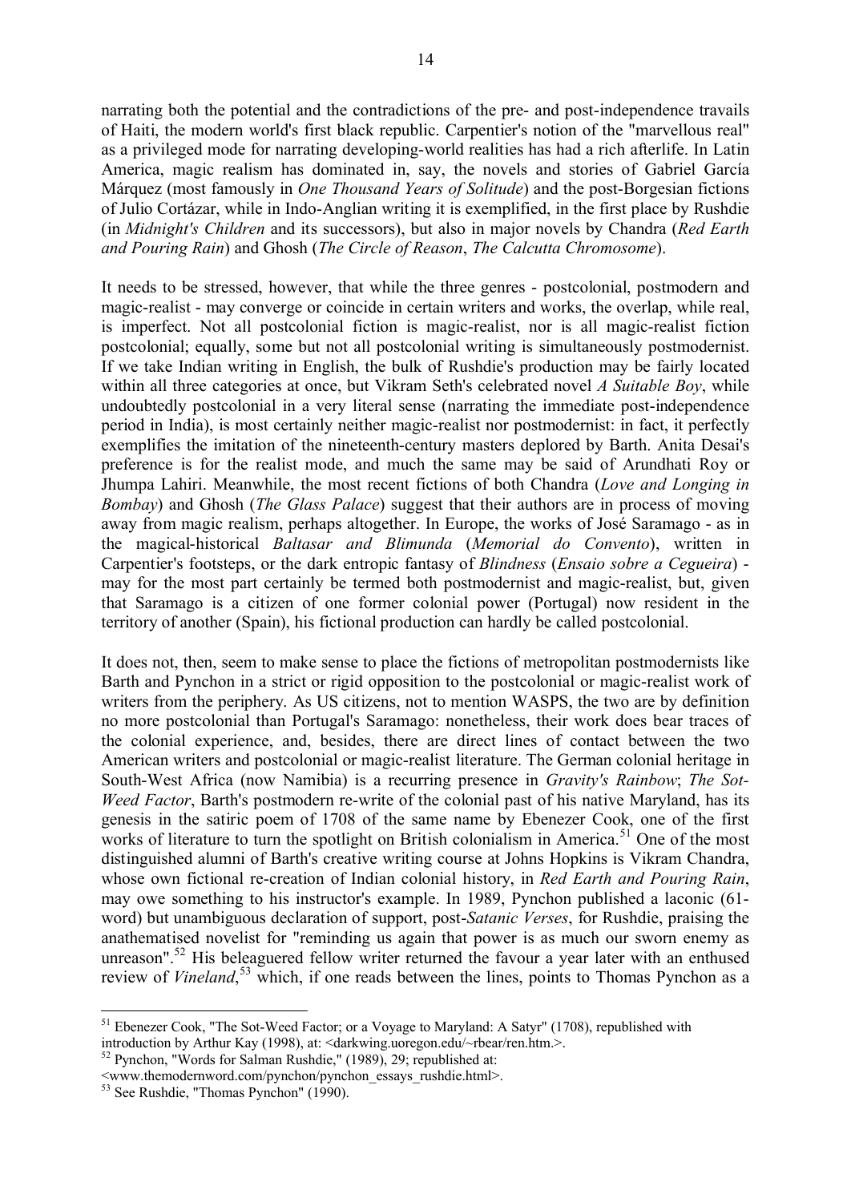narrating both the potential and the contradictions of the pre- and post-independence travails of Haiti, the modern world's first black republic. Carpentier's notion of the "marvellous real" as a privileged mode for narrating developing-world realities has had a rich afterlife. In Latin America, magic realism has dominated in, say, the novels and stories of Gabriel García Márquez (most famously in *One Thousand Years of Solitude*) and the post-Borgesian fictions of Julio Cortázar, while in Indo-Anglian writing it is exemplified, in the first place by Rushdie (in *Midnight's Children* and its successors), but also in major novels by Chandra (*Red Earth and Pouring Rain*) and Ghosh (*The Circle of Reason*, *The Calcutta Chromosome*).

It needs to be stressed, however, that while the three genres - postcolonial, postmodern and magic-realist - may converge or coincide in certain writers and works, the overlap, while real, is imperfect. Not all postcolonial fiction is magic-realist, nor is all magic-realist fiction postcolonial; equally, some but not all postcolonial writing is simultaneously postmodernist. If we take Indian writing in English, the bulk of Rushdie's production may be fairly located within all three categories at once, but Vikram Seth's celebrated novel *A Suitable Boy*, while undoubtedly postcolonial in a very literal sense (narrating the immediate post-independence period in India), is most certainly neither magic-realist nor postmodernist: in fact, it perfectly exemplifies the imitation of the nineteenth-century masters deplored by Barth. Anita Desai's preference is for the realist mode, and much the same may be said of Arundhati Roy or Jhumpa Lahiri. Meanwhile, the most recent fictions of both Chandra (*Love and Longing in Bombay*) and Ghosh (*The Glass Palace*) suggest that their authors are in process of moving away from magic realism, perhaps altogether. In Europe, the works of José Saramago - as in the magical-historical *Baltasar and Blimunda* (*Memorial do Convento*), written in Carpentier's footsteps, or the dark entropic fantasy of *Blindness* (*Ensaio sobre a Cegueira*) - may for the most part certainly be termed both postmodernist and magic-realist, but, given that Saramago is a citizen of one former colonial power (Portugal) now resident in the territory of another (Spain), his fictional production can hardly be called postcolonial.

It does not, then, seem to make sense to place the fictions of metropolitan postmodernists like Barth and Pynchon in a strict or rigid opposition to the postcolonial or magic-realist work of writers from the periphery. As US citizens, not to mention WASPS, the two are by definition no more postcolonial than Portugal's Saramago: nonetheless, their work does bear traces of the colonial experience, and, besides, there are direct lines of contact between the two American writers and postcolonial or magic-realist literature. The German colonial heritage in South-West Africa (now Namibia) is a recurring presence in *Gravity's Rainbow*; *The Sot-Weed Factor*, Barth's postmodern re-write of the colonial past of his native Maryland, has its genesis in the satiric poem of 1708 of the same name by Ebenezer Cook, one of the first works of literature to turn the spotlight on British colonialism in America.[51] One of the most distinguished alumni of Barth's creative writing course at Johns Hopkins is Vikram Chandra, whose own fictional re-creation of Indian colonial history, in *Red Earth and Pouring Rain*, may owe something to his instructor's example. In 1989, Pynchon published a laconic (61-word) but unambiguous declaration of support, post-*Satanic Verses*, for Rushdie, praising the anathematised novelist for "reminding us again that power is as much our sworn enemy as unreason".[52] His beleaguered fellow writer returned the favour a year later with an enthused review of *Vineland*,[53] which, if one reads between the lines, points to Thomas Pynchon as a

---

[51] Ebenezer Cook, "The Sot-Weed Factor; or a Voyage to Maryland: A Satyr" (1708), republished with introduction by Arthur Kay (1998), at: <darkwing.uoregon.edu/~rbear/ren.htm.>.

[52] Pynchon, "Words for Salman Rushdie," (1989), 29; republished at: <www.themodernword.com/pynchon/pynchon_essays_rushdie.html>.

[53] See Rushdie, "Thomas Pynchon" (1990).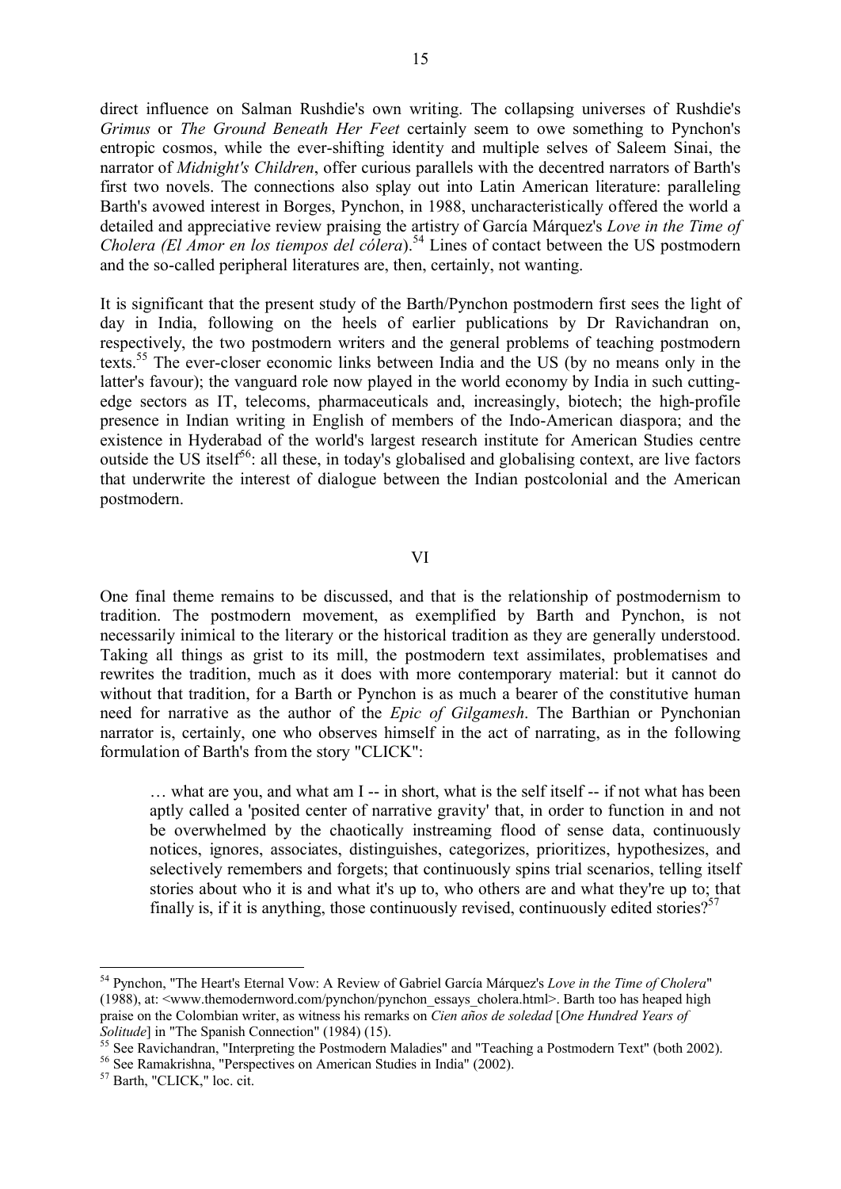direct influence on Salman Rushdie's own writing. The collapsing universes of Rushdie's *Grimus* or *The Ground Beneath Her Feet* certainly seem to owe something to Pynchon's entropic cosmos, while the ever-shifting identity and multiple selves of Saleem Sinai, the narrator of *Midnight's Children*, offer curious parallels with the decentred narrators of Barth's first two novels. The connections also splay out into Latin American literature: paralleling Barth's avowed interest in Borges, Pynchon, in 1988, uncharacteristically offered the world a detailed and appreciative review praising the artistry of García Márquez's *Love in the Time of Cholera (El Amor en los tiempos del cólera)*.[54] Lines of contact between the US postmodern and the so-called peripheral literatures are, then, certainly, not wanting.

It is significant that the present study of the Barth/Pynchon postmodern first sees the light of day in India, following on the heels of earlier publications by Dr Ravichandran on, respectively, the two postmodern writers and the general problems of teaching postmodern texts.[55] The ever-closer economic links between India and the US (by no means only in the latter's favour); the vanguard role now played in the world economy by India in such cutting-edge sectors as IT, telecoms, pharmaceuticals and, increasingly, biotech; the high-profile presence in Indian writing in English of members of the Indo-American diaspora; and the existence in Hyderabad of the world's largest research institute for American Studies centre outside the US itself[56]: all these, in today's globalised and globalising context, are live factors that underwrite the interest of dialogue between the Indian postcolonial and the American postmodern.

## VI

One final theme remains to be discussed, and that is the relationship of postmodernism to tradition. The postmodern movement, as exemplified by Barth and Pynchon, is not necessarily inimical to the literary or the historical tradition as they are generally understood. Taking all things as grist to its mill, the postmodern text assimilates, problematises and rewrites the tradition, much as it does with more contemporary material: but it cannot do without that tradition, for a Barth or Pynchon is as much a bearer of the constitutive human need for narrative as the author of the *Epic of Gilgamesh*. The Barthian or Pynchonian narrator is, certainly, one who observes himself in the act of narrating, as in the following formulation of Barth's from the story "CLICK":

> … what are you, and what am I -- in short, what is the self itself -- if not what has been aptly called a 'posited center of narrative gravity' that, in order to function in and not be overwhelmed by the chaotically instreaming flood of sense data, continuously notices, ignores, associates, distinguishes, categorizes, prioritizes, hypothesizes, and selectively remembers and forgets; that continuously spins trial scenarios, telling itself stories about who it is and what it's up to, who others are and what they're up to; that finally is, if it is anything, those continuously revised, continuously edited stories?[57]

---

[54] Pynchon, "The Heart's Eternal Vow: A Review of Gabriel García Márquez's *Love in the Time of Cholera*" (1988), at: <www.themodernword.com/pynchon/pynchon_essays_cholera.html>. Barth too has heaped high praise on the Colombian writer, as witness his remarks on *Cien años de soledad* [*One Hundred Years of Solitude*] in "The Spanish Connection" (1984) (15).

[55] See Ravichandran, "Interpreting the Postmodern Maladies" and "Teaching a Postmodern Text" (both 2002).

[56] See Ramakrishna, "Perspectives on American Studies in India" (2002).

[57] Barth, "CLICK," loc. cit.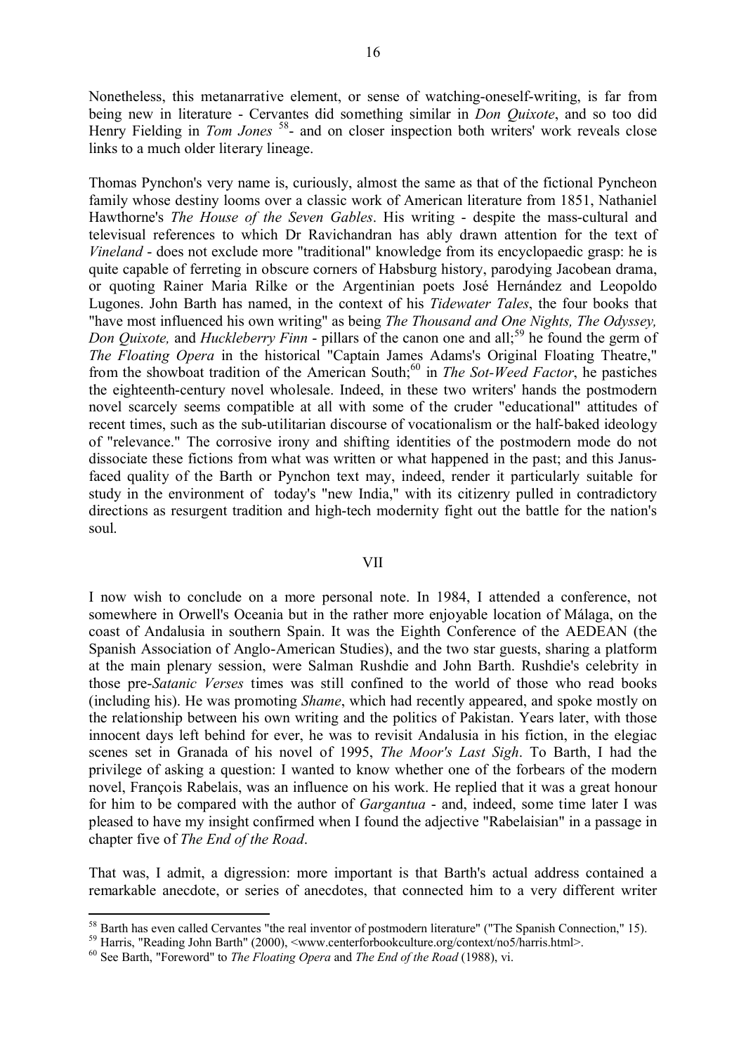Nonetheless, this metanarrative element, or sense of watching-oneself-writing, is far from being new in literature - Cervantes did something similar in *Don Quixote*, and so too did Henry Fielding in *Tom Jones* [58]- and on closer inspection both writers' work reveals close links to a much older literary lineage.

Thomas Pynchon's very name is, curiously, almost the same as that of the fictional Pyncheon family whose destiny looms over a classic work of American literature from 1851, Nathaniel Hawthorne's *The House of the Seven Gables*. His writing - despite the mass-cultural and televisual references to which Dr Ravichandran has ably drawn attention for the text of *Vineland* - does not exclude more "traditional" knowledge from its encyclopaedic grasp: he is quite capable of ferreting in obscure corners of Habsburg history, parodying Jacobean drama, or quoting Rainer Maria Rilke or the Argentinian poets José Hernández and Leopoldo Lugones. John Barth has named, in the context of his *Tidewater Tales*, the four books that "have most influenced his own writing" as being *The Thousand and One Nights, The Odyssey, Don Quixote,* and *Huckleberry Finn* - pillars of the canon one and all;[59] he found the germ of *The Floating Opera* in the historical "Captain James Adams's Original Floating Theatre," from the showboat tradition of the American South;[60] in *The Sot-Weed Factor*, he pastiches the eighteenth-century novel wholesale. Indeed, in these two writers' hands the postmodern novel scarcely seems compatible at all with some of the cruder "educational" attitudes of recent times, such as the sub-utilitarian discourse of vocationalism or the half-baked ideology of "relevance." The corrosive irony and shifting identities of the postmodern mode do not dissociate these fictions from what was written or what happened in the past; and this Janus-faced quality of the Barth or Pynchon text may, indeed, render it particularly suitable for study in the environment of today's "new India," with its citizenry pulled in contradictory directions as resurgent tradition and high-tech modernity fight out the battle for the nation's soul.

## VII

I now wish to conclude on a more personal note. In 1984, I attended a conference, not somewhere in Orwell's Oceania but in the rather more enjoyable location of Málaga, on the coast of Andalusia in southern Spain. It was the Eighth Conference of the AEDEAN (the Spanish Association of Anglo-American Studies), and the two star guests, sharing a platform at the main plenary session, were Salman Rushdie and John Barth. Rushdie's celebrity in those pre-*Satanic Verses* times was still confined to the world of those who read books (including his). He was promoting *Shame*, which had recently appeared, and spoke mostly on the relationship between his own writing and the politics of Pakistan. Years later, with those innocent days left behind for ever, he was to revisit Andalusia in his fiction, in the elegiac scenes set in Granada of his novel of 1995, *The Moor's Last Sigh*. To Barth, I had the privilege of asking a question: I wanted to know whether one of the forbears of the modern novel, François Rabelais, was an influence on his work. He replied that it was a great honour for him to be compared with the author of *Gargantua* - and, indeed, some time later I was pleased to have my insight confirmed when I found the adjective "Rabelaisian" in a passage in chapter five of *The End of the Road*.

That was, I admit, a digression: more important is that Barth's actual address contained a remarkable anecdote, or series of anecdotes, that connected him to a very different writer

---

[58] Barth has even called Cervantes "the real inventor of postmodern literature" ("The Spanish Connection," 15).

[59] Harris, "Reading John Barth" (2000), <www.centerforbookculture.org/context/no5/harris.html>.

[60] See Barth, "Foreword" to *The Floating Opera* and *The End of the Road* (1988), vi.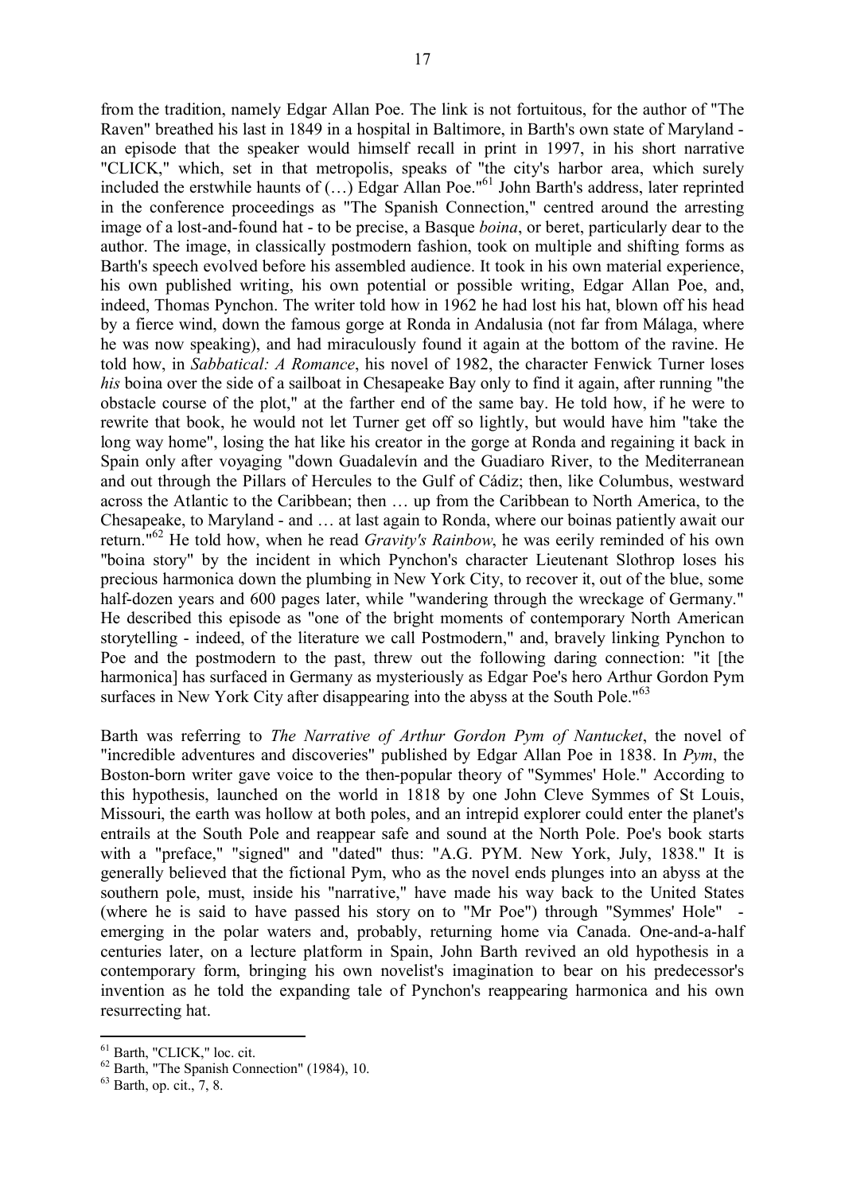from the tradition, namely Edgar Allan Poe. The link is not fortuitous, for the author of "The Raven" breathed his last in 1849 in a hospital in Baltimore, in Barth's own state of Maryland - an episode that the speaker would himself recall in print in 1997, in his short narrative "CLICK," which, set in that metropolis, speaks of "the city's harbor area, which surely included the erstwhile haunts of (…) Edgar Allan Poe."[61] John Barth's address, later reprinted in the conference proceedings as "The Spanish Connection," centred around the arresting image of a lost-and-found hat - to be precise, a Basque *boina*, or beret, particularly dear to the author. The image, in classically postmodern fashion, took on multiple and shifting forms as Barth's speech evolved before his assembled audience. It took in his own material experience, his own published writing, his own potential or possible writing, Edgar Allan Poe, and, indeed, Thomas Pynchon. The writer told how in 1962 he had lost his hat, blown off his head by a fierce wind, down the famous gorge at Ronda in Andalusia (not far from Málaga, where he was now speaking), and had miraculously found it again at the bottom of the ravine. He told how, in *Sabbatical: A Romance*, his novel of 1982, the character Fenwick Turner loses *his* boina over the side of a sailboat in Chesapeake Bay only to find it again, after running "the obstacle course of the plot," at the farther end of the same bay. He told how, if he were to rewrite that book, he would not let Turner get off so lightly, but would have him "take the long way home", losing the hat like his creator in the gorge at Ronda and regaining it back in Spain only after voyaging "down Guadalevín and the Guadiaro River, to the Mediterranean and out through the Pillars of Hercules to the Gulf of Cádiz; then, like Columbus, westward across the Atlantic to the Caribbean; then … up from the Caribbean to North America, to the Chesapeake, to Maryland - and … at last again to Ronda, where our boinas patiently await our return."[62] He told how, when he read *Gravity's Rainbow*, he was eerily reminded of his own "boina story" by the incident in which Pynchon's character Lieutenant Slothrop loses his precious harmonica down the plumbing in New York City, to recover it, out of the blue, some half-dozen years and 600 pages later, while "wandering through the wreckage of Germany." He described this episode as "one of the bright moments of contemporary North American storytelling - indeed, of the literature we call Postmodern," and, bravely linking Pynchon to Poe and the postmodern to the past, threw out the following daring connection: "it [the harmonica] has surfaced in Germany as mysteriously as Edgar Poe's hero Arthur Gordon Pym surfaces in New York City after disappearing into the abyss at the South Pole."[63]

Barth was referring to *The Narrative of Arthur Gordon Pym of Nantucket*, the novel of "incredible adventures and discoveries" published by Edgar Allan Poe in 1838. In *Pym*, the Boston-born writer gave voice to the then-popular theory of "Symmes' Hole." According to this hypothesis, launched on the world in 1818 by one John Cleve Symmes of St Louis, Missouri, the earth was hollow at both poles, and an intrepid explorer could enter the planet's entrails at the South Pole and reappear safe and sound at the North Pole. Poe's book starts with a "preface," "signed" and "dated" thus: "A.G. PYM. New York, July, 1838." It is generally believed that the fictional Pym, who as the novel ends plunges into an abyss at the southern pole, must, inside his "narrative," have made his way back to the United States (where he is said to have passed his story on to "Mr Poe") through "Symmes' Hole" - emerging in the polar waters and, probably, returning home via Canada. One-and-a-half centuries later, on a lecture platform in Spain, John Barth revived an old hypothesis in a contemporary form, bringing his own novelist's imagination to bear on his predecessor's invention as he told the expanding tale of Pynchon's reappearing harmonica and his own resurrecting hat.

---

[61] Barth, "CLICK," loc. cit.

[62] Barth, "The Spanish Connection" (1984), 10.

[63] Barth, op. cit., 7, 8.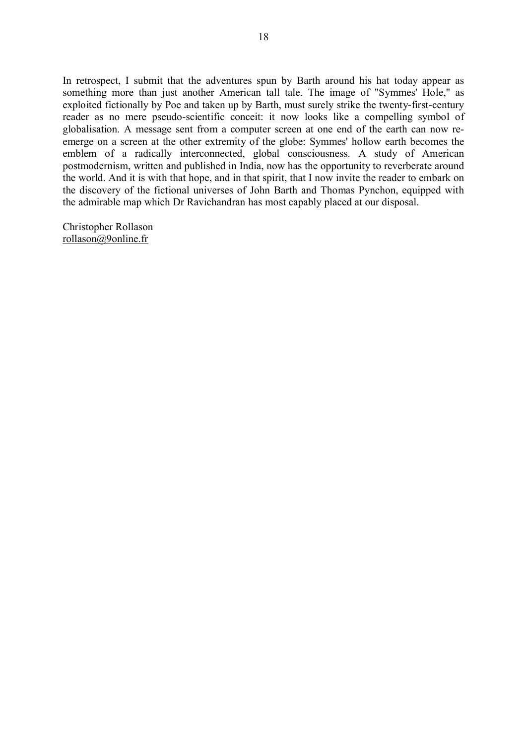In retrospect, I submit that the adventures spun by Barth around his hat today appear as something more than just another American tall tale. The image of "Symmes' Hole," as exploited fictionally by Poe and taken up by Barth, must surely strike the twenty-first-century reader as no mere pseudo-scientific conceit: it now looks like a compelling symbol of globalisation. A message sent from a computer screen at one end of the earth can now re-emerge on a screen at the other extremity of the globe: Symmes' hollow earth becomes the emblem of a radically interconnected, global consciousness. A study of American postmodernism, written and published in India, now has the opportunity to reverberate around the world. And it is with that hope, and in that spirit, that I now invite the reader to embark on the discovery of the fictional universes of John Barth and Thomas Pynchon, equipped with the admirable map which Dr Ravichandran has most capably placed at our disposal.

Christopher Rollason
rollason@9online.fr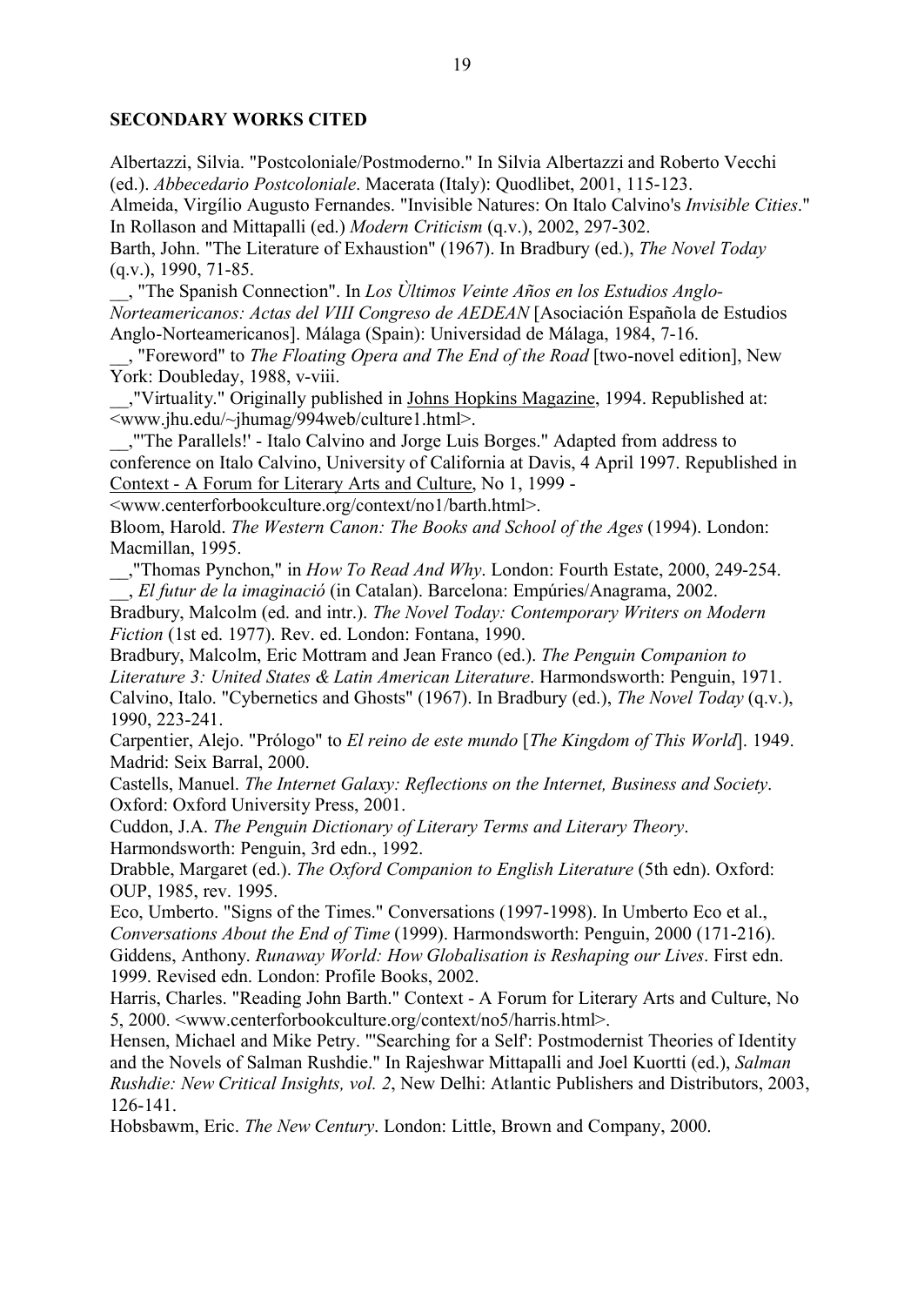**SECONDARY WORKS CITED**

Albertazzi, Silvia. "Postcoloniale/Postmoderno." In Silvia Albertazzi and Roberto Vecchi (ed.). *Abbecedario Postcoloniale*. Macerata (Italy): Quodlibet, 2001, 115-123.

Almeida, Virgílio Augusto Fernandes. "Invisible Natures: On Italo Calvino's *Invisible Cities*." In Rollason and Mittapalli (ed.) *Modern Criticism* (q.v.), 2002, 297-302.

Barth, John. "The Literature of Exhaustion" (1967). In Bradbury (ed.), *The Novel Today* (q.v.), 1990, 71-85.

__, "The Spanish Connection". In *Los Ùltimos Veinte Años en los Estudios Anglo-Norteamericanos: Actas del VIII Congreso de AEDEAN* [Asociación Española de Estudios Anglo-Norteamericanos]. Málaga (Spain): Universidad de Málaga, 1984, 7-16.

__, "Foreword" to *The Floating Opera and The End of the Road* [two-novel edition], New York: Doubleday, 1988, v-viii.

__,"Virtuality." Originally published in Johns Hopkins Magazine, 1994. Republished at: <www.jhu.edu/~jhumag/994web/culture1.html>.

__,"'The Parallels!' - Italo Calvino and Jorge Luis Borges." Adapted from address to conference on Italo Calvino, University of California at Davis, 4 April 1997. Republished in Context - A Forum for Literary Arts and Culture, No 1, 1999 - <www.centerforbookculture.org/context/no1/barth.html>.

Bloom, Harold. *The Western Canon: The Books and School of the Ages* (1994). London: Macmillan, 1995.

__,"Thomas Pynchon," in *How To Read And Why*. London: Fourth Estate, 2000, 249-254.

__, *El futur de la imaginació* (in Catalan). Barcelona: Empúries/Anagrama, 2002.

Bradbury, Malcolm (ed. and intr.). *The Novel Today: Contemporary Writers on Modern Fiction* (1st ed. 1977). Rev. ed. London: Fontana, 1990.

Bradbury, Malcolm, Eric Mottram and Jean Franco (ed.). *The Penguin Companion to Literature 3: United States & Latin American Literature*. Harmondsworth: Penguin, 1971.

Calvino, Italo. "Cybernetics and Ghosts" (1967). In Bradbury (ed.), *The Novel Today* (q.v.), 1990, 223-241.

Carpentier, Alejo. "Prólogo" to *El reino de este mundo* [*The Kingdom of This World*]. 1949. Madrid: Seix Barral, 2000.

Castells, Manuel. *The Internet Galaxy: Reflections on the Internet, Business and Society*. Oxford: Oxford University Press, 2001.

Cuddon, J.A. *The Penguin Dictionary of Literary Terms and Literary Theory*. Harmondsworth: Penguin, 3rd edn., 1992.

Drabble, Margaret (ed.). *The Oxford Companion to English Literature* (5th edn). Oxford: OUP, 1985, rev. 1995.

Eco, Umberto. "Signs of the Times." Conversations (1997-1998). In Umberto Eco et al., *Conversations About the End of Time* (1999). Harmondsworth: Penguin, 2000 (171-216).

Giddens, Anthony. *Runaway World: How Globalisation is Reshaping our Lives*. First edn. 1999. Revised edn. London: Profile Books, 2002.

Harris, Charles. "Reading John Barth." Context - A Forum for Literary Arts and Culture, No 5, 2000. <www.centerforbookculture.org/context/no5/harris.html>.

Hensen, Michael and Mike Petry. "'Searching for a Self': Postmodernist Theories of Identity and the Novels of Salman Rushdie." In Rajeshwar Mittapalli and Joel Kuortti (ed.), *Salman Rushdie: New Critical Insights, vol. 2*, New Delhi: Atlantic Publishers and Distributors, 2003, 126-141.

Hobsbawm, Eric. *The New Century*. London: Little, Brown and Company, 2000.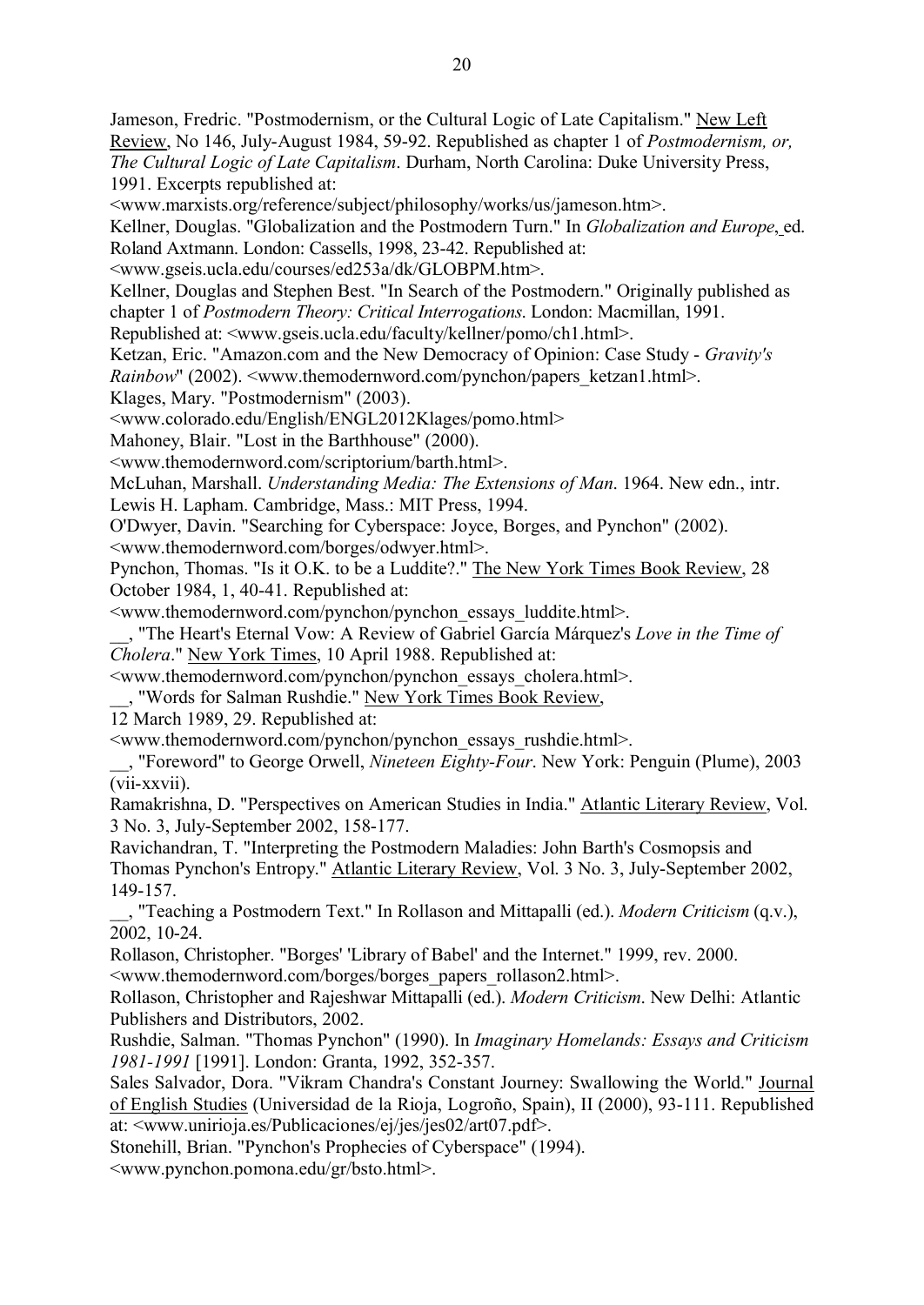Jameson, Fredric. "Postmodernism, or the Cultural Logic of Late Capitalism." New Left Review, No 146, July-August 1984, 59-92. Republished as chapter 1 of *Postmodernism, or, The Cultural Logic of Late Capitalism*. Durham, North Carolina: Duke University Press, 1991. Excerpts republished at: <www.marxists.org/reference/subject/philosophy/works/us/jameson.htm>.

Kellner, Douglas. "Globalization and the Postmodern Turn." In *Globalization and Europe*, ed. Roland Axtmann. London: Cassells, 1998, 23-42. Republished at: <www.gseis.ucla.edu/courses/ed253a/dk/GLOBPM.htm>.

Kellner, Douglas and Stephen Best. "In Search of the Postmodern." Originally published as chapter 1 of *Postmodern Theory: Critical Interrogations*. London: Macmillan, 1991. Republished at: <www.gseis.ucla.edu/faculty/kellner/pomo/ch1.html>.

Ketzan, Eric. "Amazon.com and the New Democracy of Opinion: Case Study - *Gravity's Rainbow*" (2002). <www.themodernword.com/pynchon/papers_ketzan1.html>.

Klages, Mary. "Postmodernism" (2003). <www.colorado.edu/English/ENGL2012Klages/pomo.html>

Mahoney, Blair. "Lost in the Barthhouse" (2000). <www.themodernword.com/scriptorium/barth.html>.

McLuhan, Marshall. *Understanding Media: The Extensions of Man*. 1964. New edn., intr. Lewis H. Lapham. Cambridge, Mass.: MIT Press, 1994.

O'Dwyer, Davin. "Searching for Cyberspace: Joyce, Borges, and Pynchon" (2002). <www.themodernword.com/borges/odwyer.html>.

Pynchon, Thomas. "Is it O.K. to be a Luddite?." The New York Times Book Review, 28 October 1984, 1, 40-41. Republished at: <www.themodernword.com/pynchon/pynchon_essays_luddite.html>.

__, "The Heart's Eternal Vow: A Review of Gabriel García Márquez's *Love in the Time of Cholera*." New York Times, 10 April 1988. Republished at: <www.themodernword.com/pynchon/pynchon_essays_cholera.html>.

__, "Words for Salman Rushdie." New York Times Book Review, 12 March 1989, 29. Republished at: <www.themodernword.com/pynchon/pynchon_essays_rushdie.html>.

__, "Foreword" to George Orwell, *Nineteen Eighty-Four*. New York: Penguin (Plume), 2003 (vii-xxvii).

Ramakrishna, D. "Perspectives on American Studies in India." Atlantic Literary Review, Vol. 3 No. 3, July-September 2002, 158-177.

Ravichandran, T. "Interpreting the Postmodern Maladies: John Barth's Cosmopsis and Thomas Pynchon's Entropy." Atlantic Literary Review, Vol. 3 No. 3, July-September 2002, 149-157.

__, "Teaching a Postmodern Text." In Rollason and Mittapalli (ed.). *Modern Criticism* (q.v.), 2002, 10-24.

Rollason, Christopher. "Borges' 'Library of Babel' and the Internet." 1999, rev. 2000. <www.themodernword.com/borges/borges_papers_rollason2.html>.

Rollason, Christopher and Rajeshwar Mittapalli (ed.). *Modern Criticism*. New Delhi: Atlantic Publishers and Distributors, 2002.

Rushdie, Salman. "Thomas Pynchon" (1990). In *Imaginary Homelands: Essays and Criticism 1981-1991* [1991]. London: Granta, 1992, 352-357.

Sales Salvador, Dora. "Vikram Chandra's Constant Journey: Swallowing the World." Journal of English Studies (Universidad de la Rioja, Logroño, Spain), II (2000), 93-111. Republished at: <www.unirioja.es/Publicaciones/ej/jes/jes02/art07.pdf>.

Stonehill, Brian. "Pynchon's Prophecies of Cyberspace" (1994). <www.pynchon.pomona.edu/gr/bsto.html>.